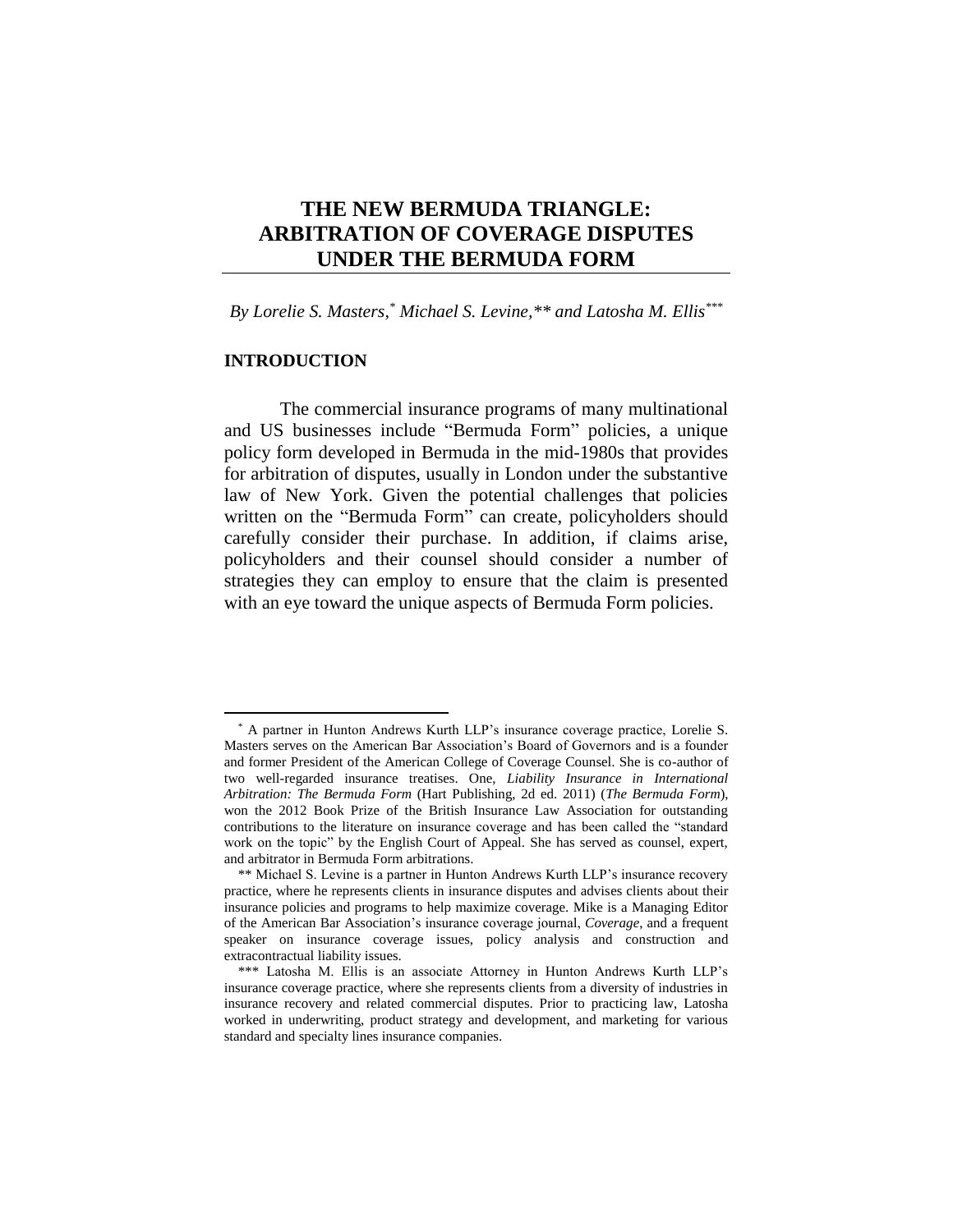# THE NEW BERMUDA TRIANGLE: ARBITRATION OF COVERAGE DISPUTES UNDER THE BERMUDA FORM

*By Lorelie S. Masters,[*] Michael S. Levine,[**] and Latosha M. Ellis[***]*

## INTRODUCTION

The commercial insurance programs of many multinational and US businesses include "Bermuda Form" policies, a unique policy form developed in Bermuda in the mid-1980s that provides for arbitration of disputes, usually in London under the substantive law of New York. Given the potential challenges that policies written on the "Bermuda Form" can create, policyholders should carefully consider their purchase. In addition, if claims arise, policyholders and their counsel should consider a number of strategies they can employ to ensure that the claim is presented with an eye toward the unique aspects of Bermuda Form policies.

---

[*] A partner in Hunton Andrews Kurth LLP's insurance coverage practice, Lorelie S. Masters serves on the American Bar Association's Board of Governors and is a founder and former President of the American College of Coverage Counsel. She is co-author of two well-regarded insurance treatises. One, *Liability Insurance in International Arbitration: The Bermuda Form* (Hart Publishing, 2d ed. 2011) (*The Bermuda Form*), won the 2012 Book Prize of the British Insurance Law Association for outstanding contributions to the literature on insurance coverage and has been called the "standard work on the topic" by the English Court of Appeal. She has served as counsel, expert, and arbitrator in Bermuda Form arbitrations.

[**] Michael S. Levine is a partner in Hunton Andrews Kurth LLP's insurance recovery practice, where he represents clients in insurance disputes and advises clients about their insurance policies and programs to help maximize coverage. Mike is a Managing Editor of the American Bar Association's insurance coverage journal, *Coverage*, and a frequent speaker on insurance coverage issues, policy analysis and construction and extracontractual liability issues.

[***] Latosha M. Ellis is an associate Attorney in Hunton Andrews Kurth LLP's insurance coverage practice, where she represents clients from a diversity of industries in insurance recovery and related commercial disputes. Prior to practicing law, Latosha worked in underwriting, product strategy and development, and marketing for various standard and specialty lines insurance companies.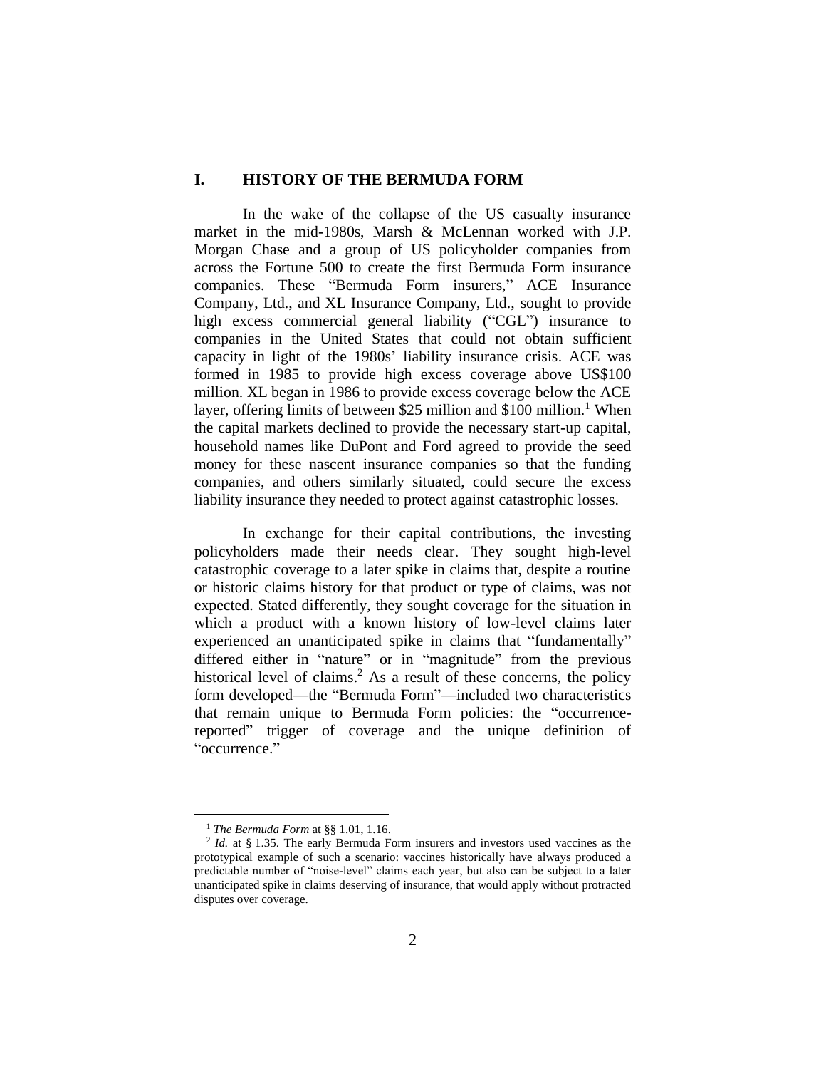## I. HISTORY OF THE BERMUDA FORM

In the wake of the collapse of the US casualty insurance market in the mid-1980s, Marsh & McLennan worked with J.P. Morgan Chase and a group of US policyholder companies from across the Fortune 500 to create the first Bermuda Form insurance companies. These "Bermuda Form insurers," ACE Insurance Company, Ltd., and XL Insurance Company, Ltd., sought to provide high excess commercial general liability ("CGL") insurance to companies in the United States that could not obtain sufficient capacity in light of the 1980s' liability insurance crisis. ACE was formed in 1985 to provide high excess coverage above US$100 million. XL began in 1986 to provide excess coverage below the ACE layer, offering limits of between $25 million and $100 million.[1] When the capital markets declined to provide the necessary start-up capital, household names like DuPont and Ford agreed to provide the seed money for these nascent insurance companies so that the funding companies, and others similarly situated, could secure the excess liability insurance they needed to protect against catastrophic losses.

In exchange for their capital contributions, the investing policyholders made their needs clear. They sought high-level catastrophic coverage to a later spike in claims that, despite a routine or historic claims history for that product or type of claims, was not expected. Stated differently, they sought coverage for the situation in which a product with a known history of low-level claims later experienced an unanticipated spike in claims that "fundamentally" differed either in "nature" or in "magnitude" from the previous historical level of claims.[2] As a result of these concerns, the policy form developed—the "Bermuda Form"—included two characteristics that remain unique to Bermuda Form policies: the "occurrence-reported" trigger of coverage and the unique definition of "occurrence."

---

[1] *The Bermuda Form* at §§ 1.01, 1.16.

[2] *Id.* at § 1.35. The early Bermuda Form insurers and investors used vaccines as the prototypical example of such a scenario: vaccines historically have always produced a predictable number of "noise-level" claims each year, but also can be subject to a later unanticipated spike in claims deserving of insurance, that would apply without protracted disputes over coverage.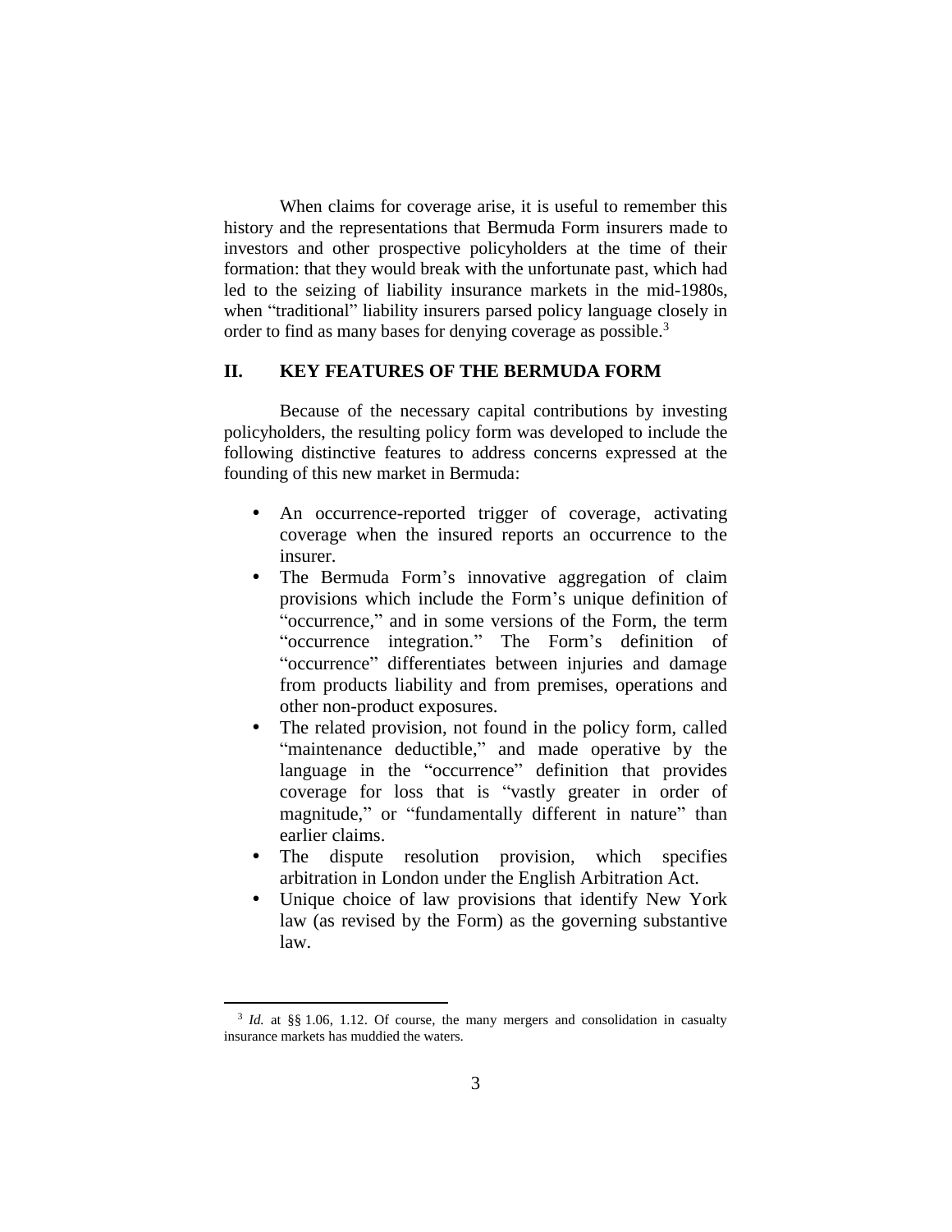When claims for coverage arise, it is useful to remember this history and the representations that Bermuda Form insurers made to investors and other prospective policyholders at the time of their formation: that they would break with the unfortunate past, which had led to the seizing of liability insurance markets in the mid-1980s, when "traditional" liability insurers parsed policy language closely in order to find as many bases for denying coverage as possible.[3]

## II. KEY FEATURES OF THE BERMUDA FORM

Because of the necessary capital contributions by investing policyholders, the resulting policy form was developed to include the following distinctive features to address concerns expressed at the founding of this new market in Bermuda:

- An occurrence-reported trigger of coverage, activating coverage when the insured reports an occurrence to the insurer.
- The Bermuda Form's innovative aggregation of claim provisions which include the Form's unique definition of "occurrence," and in some versions of the Form, the term "occurrence integration." The Form's definition of "occurrence" differentiates between injuries and damage from products liability and from premises, operations and other non-product exposures.
- The related provision, not found in the policy form, called "maintenance deductible," and made operative by the language in the "occurrence" definition that provides coverage for loss that is "vastly greater in order of magnitude," or "fundamentally different in nature" than earlier claims.
- The dispute resolution provision, which specifies arbitration in London under the English Arbitration Act.
- Unique choice of law provisions that identify New York law (as revised by the Form) as the governing substantive law.

---

[3] *Id.* at §§ 1.06, 1.12. Of course, the many mergers and consolidation in casualty insurance markets has muddied the waters.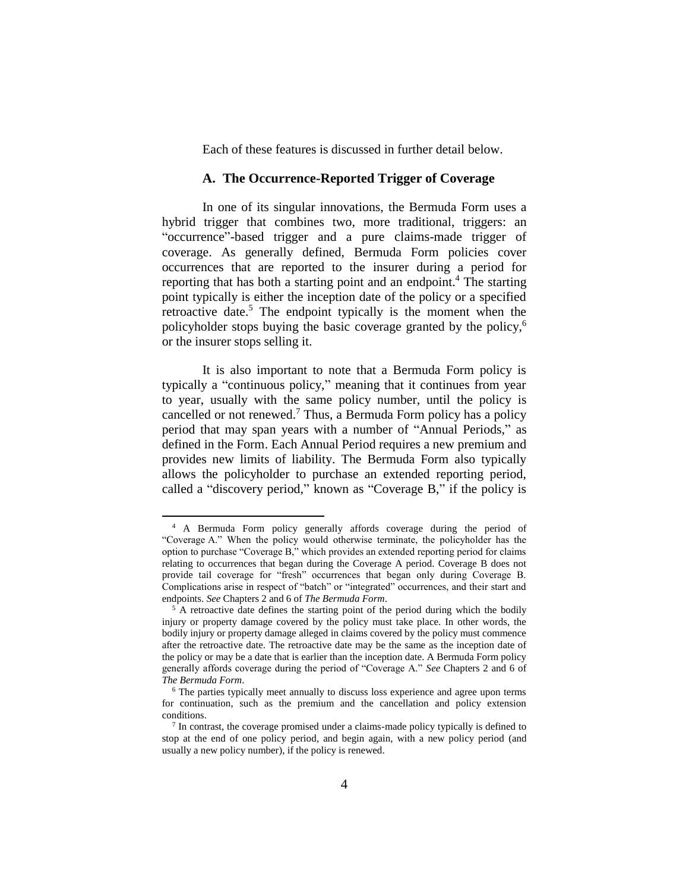Each of these features is discussed in further detail below.

### A. The Occurrence-Reported Trigger of Coverage

In one of its singular innovations, the Bermuda Form uses a hybrid trigger that combines two, more traditional, triggers: an "occurrence"-based trigger and a pure claims-made trigger of coverage. As generally defined, Bermuda Form policies cover occurrences that are reported to the insurer during a period for reporting that has both a starting point and an endpoint.[4] The starting point typically is either the inception date of the policy or a specified retroactive date.[5] The endpoint typically is the moment when the policyholder stops buying the basic coverage granted by the policy,[6] or the insurer stops selling it.

It is also important to note that a Bermuda Form policy is typically a "continuous policy," meaning that it continues from year to year, usually with the same policy number, until the policy is cancelled or not renewed.[7] Thus, a Bermuda Form policy has a policy period that may span years with a number of "Annual Periods," as defined in the Form. Each Annual Period requires a new premium and provides new limits of liability. The Bermuda Form also typically allows the policyholder to purchase an extended reporting period, called a "discovery period," known as "Coverage B," if the policy is

---

[4] A Bermuda Form policy generally affords coverage during the period of "Coverage A." When the policy would otherwise terminate, the policyholder has the option to purchase "Coverage B," which provides an extended reporting period for claims relating to occurrences that began during the Coverage A period. Coverage B does not provide tail coverage for "fresh" occurrences that began only during Coverage B. Complications arise in respect of "batch" or "integrated" occurrences, and their start and endpoints. *See* Chapters 2 and 6 of *The Bermuda Form*.

[5] A retroactive date defines the starting point of the period during which the bodily injury or property damage covered by the policy must take place. In other words, the bodily injury or property damage alleged in claims covered by the policy must commence after the retroactive date. The retroactive date may be the same as the inception date of the policy or may be a date that is earlier than the inception date. A Bermuda Form policy generally affords coverage during the period of "Coverage A." *See* Chapters 2 and 6 of *The Bermuda Form*.

[6] The parties typically meet annually to discuss loss experience and agree upon terms for continuation, such as the premium and the cancellation and policy extension conditions.

[7] In contrast, the coverage promised under a claims-made policy typically is defined to stop at the end of one policy period, and begin again, with a new policy period (and usually a new policy number), if the policy is renewed.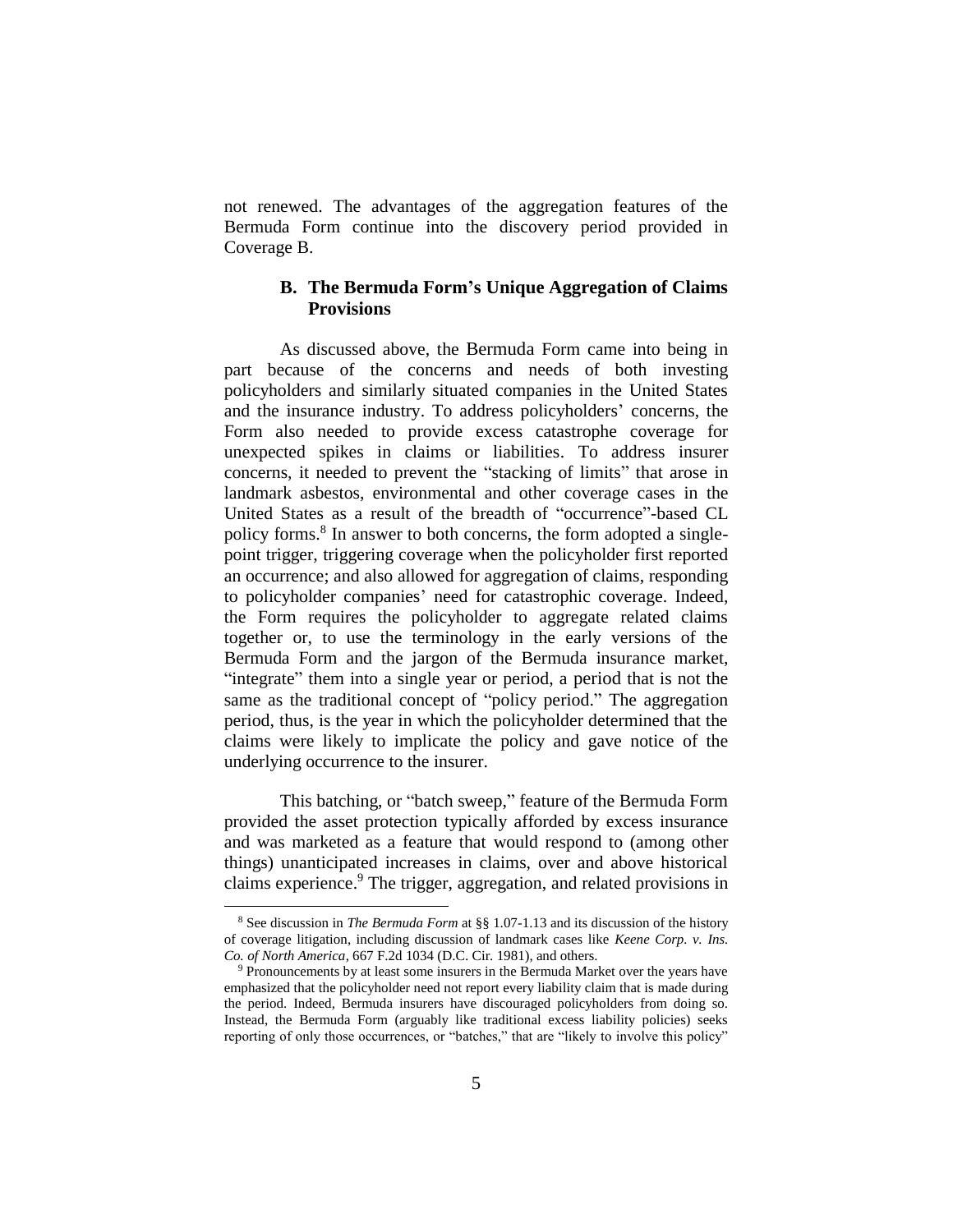not renewed. The advantages of the aggregation features of the Bermuda Form continue into the discovery period provided in Coverage B.

### B. The Bermuda Form's Unique Aggregation of Claims Provisions

As discussed above, the Bermuda Form came into being in part because of the concerns and needs of both investing policyholders and similarly situated companies in the United States and the insurance industry. To address policyholders' concerns, the Form also needed to provide excess catastrophe coverage for unexpected spikes in claims or liabilities. To address insurer concerns, it needed to prevent the "stacking of limits" that arose in landmark asbestos, environmental and other coverage cases in the United States as a result of the breadth of "occurrence"-based CL policy forms.[8] In answer to both concerns, the form adopted a single-point trigger, triggering coverage when the policyholder first reported an occurrence; and also allowed for aggregation of claims, responding to policyholder companies' need for catastrophic coverage. Indeed, the Form requires the policyholder to aggregate related claims together or, to use the terminology in the early versions of the Bermuda Form and the jargon of the Bermuda insurance market, "integrate" them into a single year or period, a period that is not the same as the traditional concept of "policy period." The aggregation period, thus, is the year in which the policyholder determined that the claims were likely to implicate the policy and gave notice of the underlying occurrence to the insurer.

This batching, or "batch sweep," feature of the Bermuda Form provided the asset protection typically afforded by excess insurance and was marketed as a feature that would respond to (among other things) unanticipated increases in claims, over and above historical claims experience.[9] The trigger, aggregation, and related provisions in

---

[8] See discussion in *The Bermuda Form* at §§ 1.07-1.13 and its discussion of the history of coverage litigation, including discussion of landmark cases like *Keene Corp. v. Ins. Co. of North America*, 667 F.2d 1034 (D.C. Cir. 1981), and others.

[9] Pronouncements by at least some insurers in the Bermuda Market over the years have emphasized that the policyholder need not report every liability claim that is made during the period. Indeed, Bermuda insurers have discouraged policyholders from doing so. Instead, the Bermuda Form (arguably like traditional excess liability policies) seeks reporting of only those occurrences, or "batches," that are "likely to involve this policy"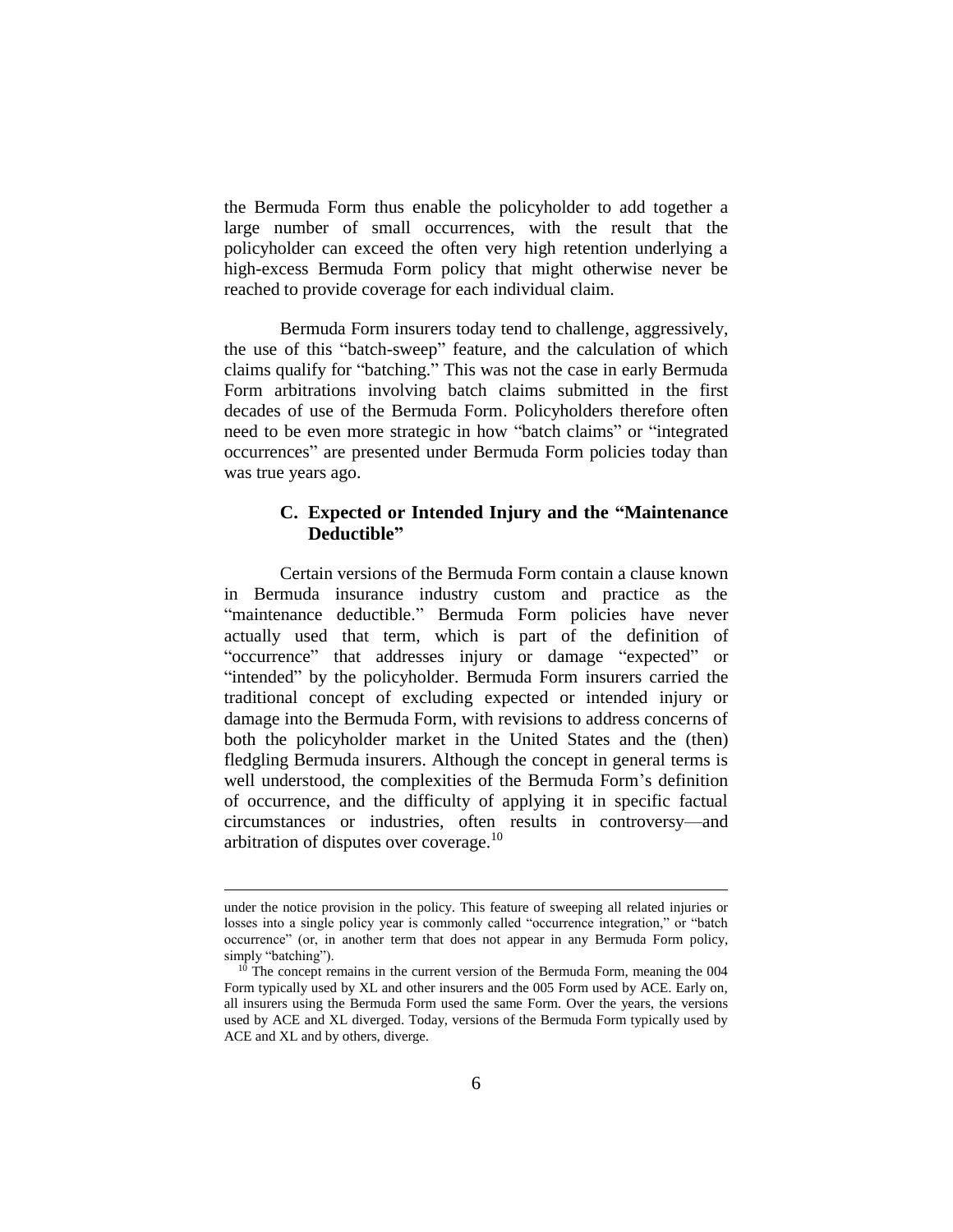the Bermuda Form thus enable the policyholder to add together a large number of small occurrences, with the result that the policyholder can exceed the often very high retention underlying a high-excess Bermuda Form policy that might otherwise never be reached to provide coverage for each individual claim.

Bermuda Form insurers today tend to challenge, aggressively, the use of this "batch-sweep" feature, and the calculation of which claims qualify for "batching." This was not the case in early Bermuda Form arbitrations involving batch claims submitted in the first decades of use of the Bermuda Form. Policyholders therefore often need to be even more strategic in how "batch claims" or "integrated occurrences" are presented under Bermuda Form policies today than was true years ago.

### C. Expected or Intended Injury and the "Maintenance Deductible"

Certain versions of the Bermuda Form contain a clause known in Bermuda insurance industry custom and practice as the "maintenance deductible." Bermuda Form policies have never actually used that term, which is part of the definition of "occurrence" that addresses injury or damage "expected" or "intended" by the policyholder. Bermuda Form insurers carried the traditional concept of excluding expected or intended injury or damage into the Bermuda Form, with revisions to address concerns of both the policyholder market in the United States and the (then) fledgling Bermuda insurers. Although the concept in general terms is well understood, the complexities of the Bermuda Form's definition of occurrence, and the difficulty of applying it in specific factual circumstances or industries, often results in controversy—and arbitration of disputes over coverage.[10]

---

under the notice provision in the policy. This feature of sweeping all related injuries or losses into a single policy year is commonly called "occurrence integration," or "batch occurrence" (or, in another term that does not appear in any Bermuda Form policy, simply "batching").

[10] The concept remains in the current version of the Bermuda Form, meaning the 004 Form typically used by XL and other insurers and the 005 Form used by ACE. Early on, all insurers using the Bermuda Form used the same Form. Over the years, the versions used by ACE and XL diverged. Today, versions of the Bermuda Form typically used by ACE and XL and by others, diverge.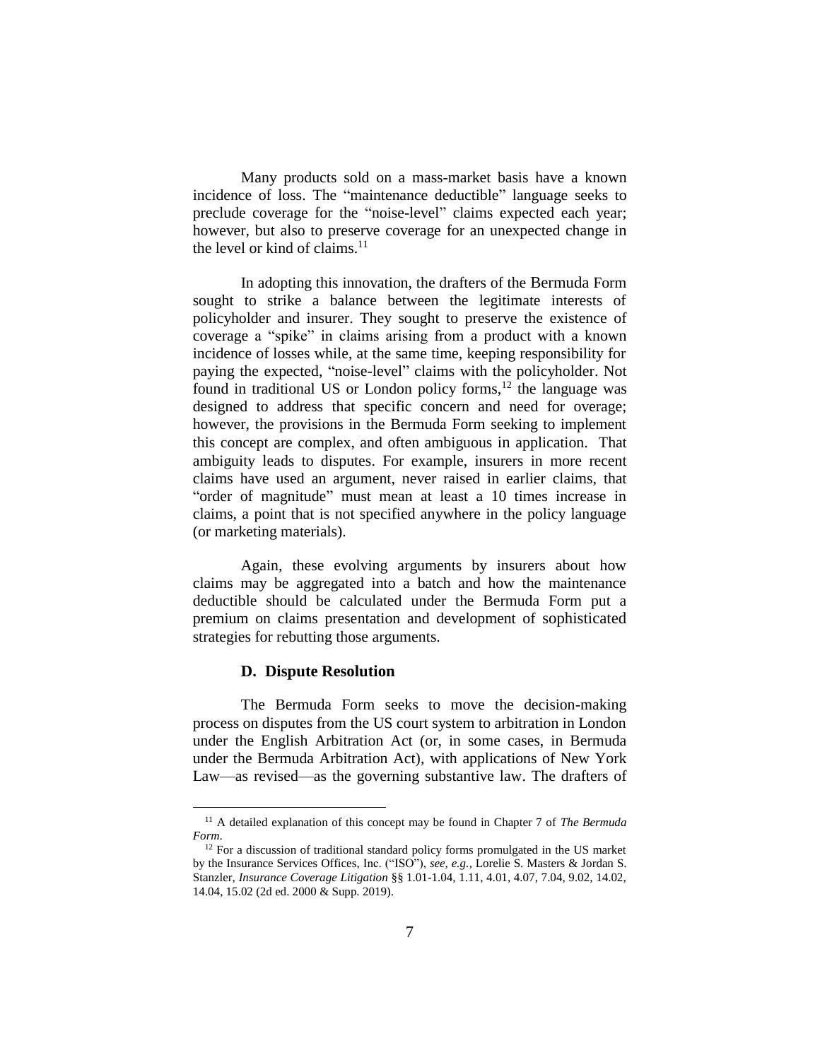Many products sold on a mass-market basis have a known incidence of loss. The "maintenance deductible" language seeks to preclude coverage for the "noise-level" claims expected each year; however, but also to preserve coverage for an unexpected change in the level or kind of claims.[11]

In adopting this innovation, the drafters of the Bermuda Form sought to strike a balance between the legitimate interests of policyholder and insurer. They sought to preserve the existence of coverage a "spike" in claims arising from a product with a known incidence of losses while, at the same time, keeping responsibility for paying the expected, "noise-level" claims with the policyholder. Not found in traditional US or London policy forms,[12] the language was designed to address that specific concern and need for overage; however, the provisions in the Bermuda Form seeking to implement this concept are complex, and often ambiguous in application. That ambiguity leads to disputes. For example, insurers in more recent claims have used an argument, never raised in earlier claims, that "order of magnitude" must mean at least a 10 times increase in claims, a point that is not specified anywhere in the policy language (or marketing materials).

Again, these evolving arguments by insurers about how claims may be aggregated into a batch and how the maintenance deductible should be calculated under the Bermuda Form put a premium on claims presentation and development of sophisticated strategies for rebutting those arguments.

### D. Dispute Resolution

The Bermuda Form seeks to move the decision-making process on disputes from the US court system to arbitration in London under the English Arbitration Act (or, in some cases, in Bermuda under the Bermuda Arbitration Act), with applications of New York Law—as revised—as the governing substantive law. The drafters of

---

[11] A detailed explanation of this concept may be found in Chapter 7 of *The Bermuda Form*.

[12] For a discussion of traditional standard policy forms promulgated in the US market by the Insurance Services Offices, Inc. ("ISO"), *see, e.g.*, Lorelie S. Masters & Jordan S. Stanzler, *Insurance Coverage Litigation* §§ 1.01-1.04, 1.11, 4.01, 4.07, 7.04, 9.02, 14.02, 14.04, 15.02 (2d ed. 2000 & Supp. 2019).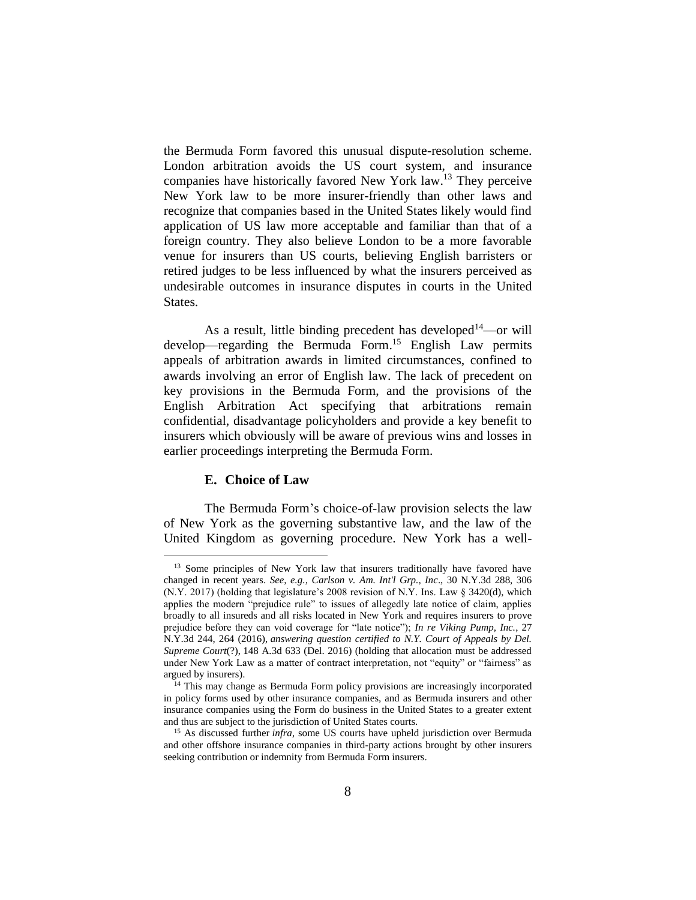the Bermuda Form favored this unusual dispute-resolution scheme. London arbitration avoids the US court system, and insurance companies have historically favored New York law.[13] They perceive New York law to be more insurer-friendly than other laws and recognize that companies based in the United States likely would find application of US law more acceptable and familiar than that of a foreign country. They also believe London to be a more favorable venue for insurers than US courts, believing English barristers or retired judges to be less influenced by what the insurers perceived as undesirable outcomes in insurance disputes in courts in the United States.

As a result, little binding precedent has developed[14]—or will develop—regarding the Bermuda Form.[15] English Law permits appeals of arbitration awards in limited circumstances, confined to awards involving an error of English law. The lack of precedent on key provisions in the Bermuda Form, and the provisions of the English Arbitration Act specifying that arbitrations remain confidential, disadvantage policyholders and provide a key benefit to insurers which obviously will be aware of previous wins and losses in earlier proceedings interpreting the Bermuda Form.

### E. Choice of Law

The Bermuda Form's choice-of-law provision selects the law of New York as the governing substantive law, and the law of the United Kingdom as governing procedure. New York has a well-

---

[13] Some principles of New York law that insurers traditionally have favored have changed in recent years. *See, e.g., Carlson v. Am. Int'l Grp., Inc*., 30 N.Y.3d 288, 306 (N.Y. 2017) (holding that legislature's 2008 revision of N.Y. Ins. Law § 3420(d), which applies the modern "prejudice rule" to issues of allegedly late notice of claim, applies broadly to all insureds and all risks located in New York and requires insurers to prove prejudice before they can void coverage for "late notice"); *In re Viking Pump, Inc.*, 27 N.Y.3d 244, 264 (2016), *answering question certified to N.Y. Court of Appeals by Del. Supreme Court*(?), 148 A.3d 633 (Del. 2016) (holding that allocation must be addressed under New York Law as a matter of contract interpretation, not "equity" or "fairness" as argued by insurers).

[14] This may change as Bermuda Form policy provisions are increasingly incorporated in policy forms used by other insurance companies, and as Bermuda insurers and other insurance companies using the Form do business in the United States to a greater extent and thus are subject to the jurisdiction of United States courts.

[15] As discussed further *infra*, some US courts have upheld jurisdiction over Bermuda and other offshore insurance companies in third-party actions brought by other insurers seeking contribution or indemnity from Bermuda Form insurers.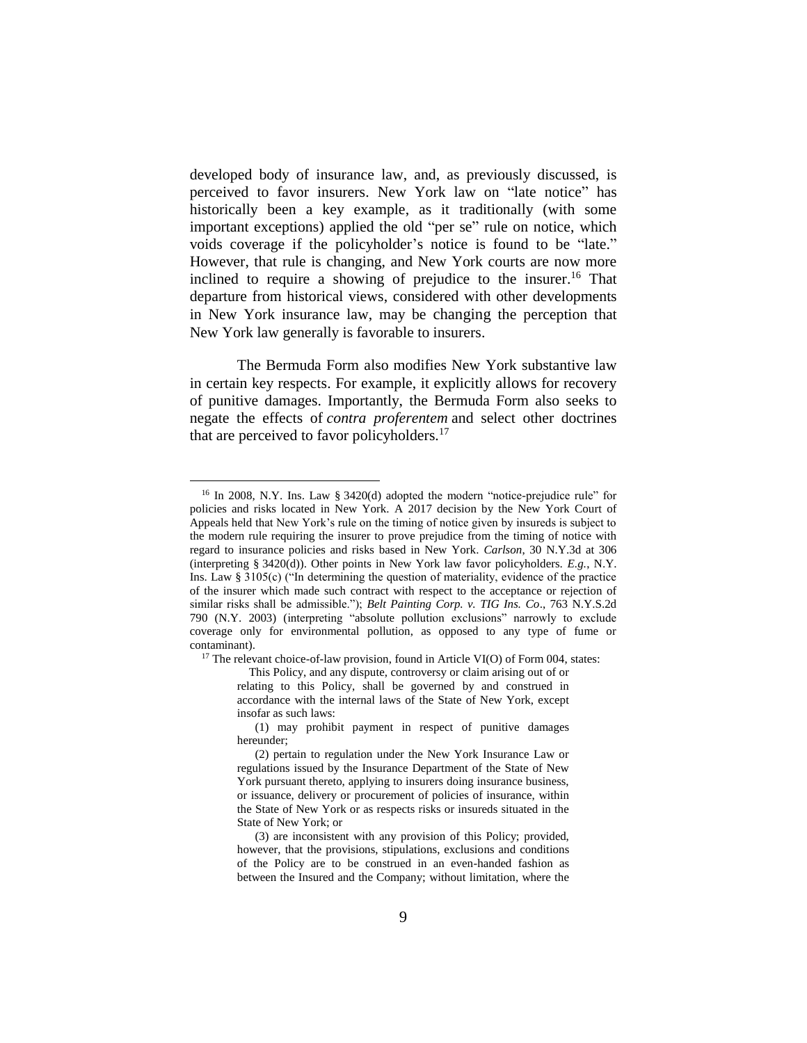developed body of insurance law, and, as previously discussed, is perceived to favor insurers. New York law on "late notice" has historically been a key example, as it traditionally (with some important exceptions) applied the old "per se" rule on notice, which voids coverage if the policyholder's notice is found to be "late." However, that rule is changing, and New York courts are now more inclined to require a showing of prejudice to the insurer.[16] That departure from historical views, considered with other developments in New York insurance law, may be changing the perception that New York law generally is favorable to insurers.

The Bermuda Form also modifies New York substantive law in certain key respects. For example, it explicitly allows for recovery of punitive damages. Importantly, the Bermuda Form also seeks to negate the effects of *contra proferentem* and select other doctrines that are perceived to favor policyholders.[17]

---

[16] In 2008, N.Y. Ins. Law § 3420(d) adopted the modern "notice-prejudice rule" for policies and risks located in New York. A 2017 decision by the New York Court of Appeals held that New York's rule on the timing of notice given by insureds is subject to the modern rule requiring the insurer to prove prejudice from the timing of notice with regard to insurance policies and risks based in New York. *Carlson*, 30 N.Y.3d at 306 (interpreting § 3420(d)). Other points in New York law favor policyholders. *E.g.*, N.Y. Ins. Law § 3105(c) ("In determining the question of materiality, evidence of the practice of the insurer which made such contract with respect to the acceptance or rejection of similar risks shall be admissible."); *Belt Painting Corp. v. TIG Ins. Co*., 763 N.Y.S.2d 790 (N.Y. 2003) (interpreting "absolute pollution exclusions" narrowly to exclude coverage only for environmental pollution, as opposed to any type of fume or contaminant).

[17] The relevant choice-of-law provision, found in Article VI(O) of Form 004, states:

> This Policy, and any dispute, controversy or claim arising out of or relating to this Policy, shall be governed by and construed in accordance with the internal laws of the State of New York, except insofar as such laws:
>
> (1) may prohibit payment in respect of punitive damages hereunder;
>
> (2) pertain to regulation under the New York Insurance Law or regulations issued by the Insurance Department of the State of New York pursuant thereto, applying to insurers doing insurance business, or issuance, delivery or procurement of policies of insurance, within the State of New York or as respects risks or insureds situated in the State of New York; or
>
> (3) are inconsistent with any provision of this Policy; provided, however, that the provisions, stipulations, exclusions and conditions of the Policy are to be construed in an even-handed fashion as between the Insured and the Company; without limitation, where the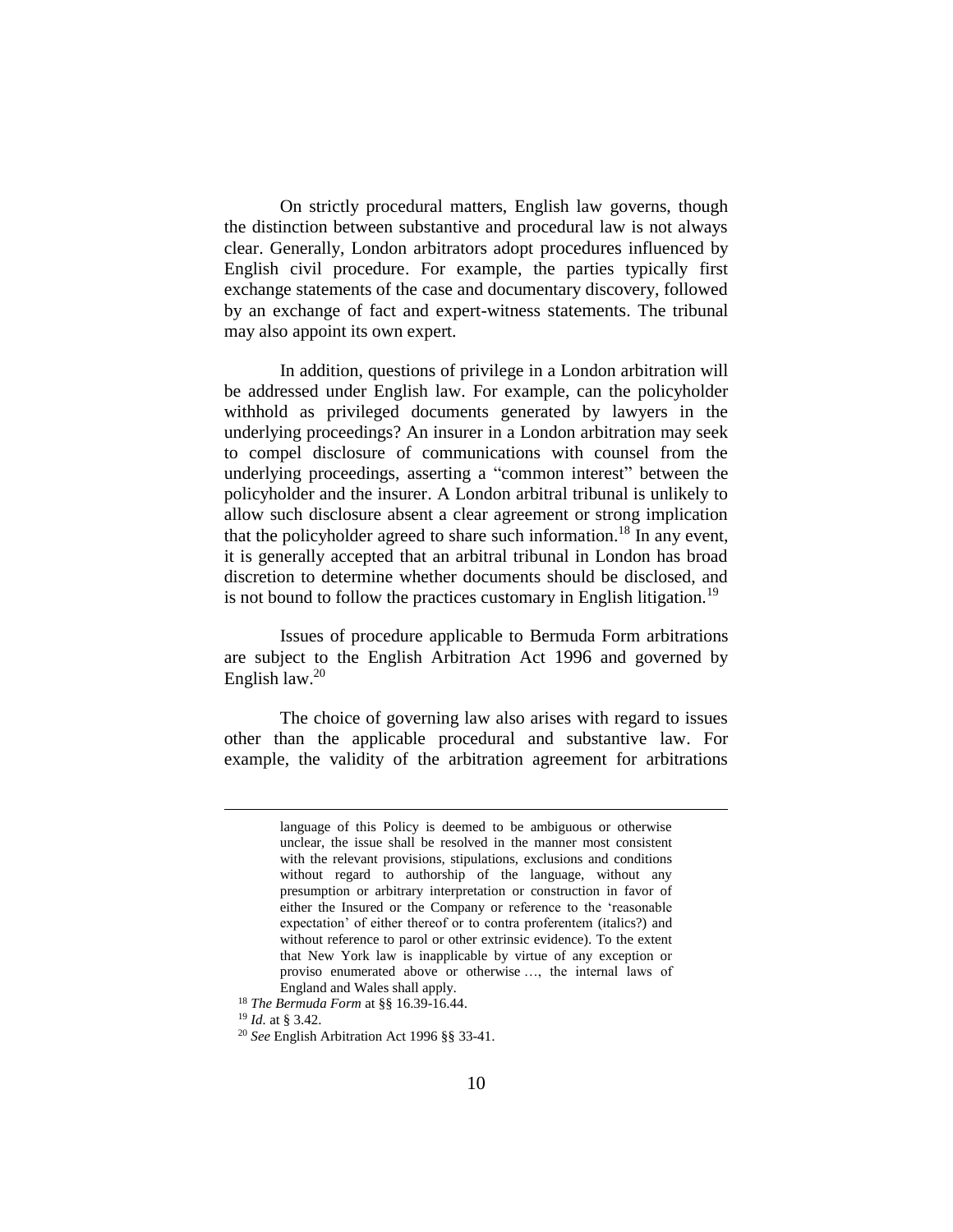On strictly procedural matters, English law governs, though the distinction between substantive and procedural law is not always clear. Generally, London arbitrators adopt procedures influenced by English civil procedure. For example, the parties typically first exchange statements of the case and documentary discovery, followed by an exchange of fact and expert-witness statements. The tribunal may also appoint its own expert.

In addition, questions of privilege in a London arbitration will be addressed under English law. For example, can the policyholder withhold as privileged documents generated by lawyers in the underlying proceedings? An insurer in a London arbitration may seek to compel disclosure of communications with counsel from the underlying proceedings, asserting a "common interest" between the policyholder and the insurer. A London arbitral tribunal is unlikely to allow such disclosure absent a clear agreement or strong implication that the policyholder agreed to share such information.[18] In any event, it is generally accepted that an arbitral tribunal in London has broad discretion to determine whether documents should be disclosed, and is not bound to follow the practices customary in English litigation.[19]

Issues of procedure applicable to Bermuda Form arbitrations are subject to the English Arbitration Act 1996 and governed by English law.[20]

The choice of governing law also arises with regard to issues other than the applicable procedural and substantive law. For example, the validity of the arbitration agreement for arbitrations

---

language of this Policy is deemed to be ambiguous or otherwise unclear, the issue shall be resolved in the manner most consistent with the relevant provisions, stipulations, exclusions and conditions without regard to authorship of the language, without any presumption or arbitrary interpretation or construction in favor of either the Insured or the Company or reference to the 'reasonable expectation' of either thereof or to contra proferentem (italics?) and without reference to parol or other extrinsic evidence). To the extent that New York law is inapplicable by virtue of any exception or proviso enumerated above or otherwise …, the internal laws of England and Wales shall apply.

[18] *The Bermuda Form* at §§ 16.39-16.44.

[19] *Id.* at § 3.42.

[20] *See* English Arbitration Act 1996 §§ 33-41.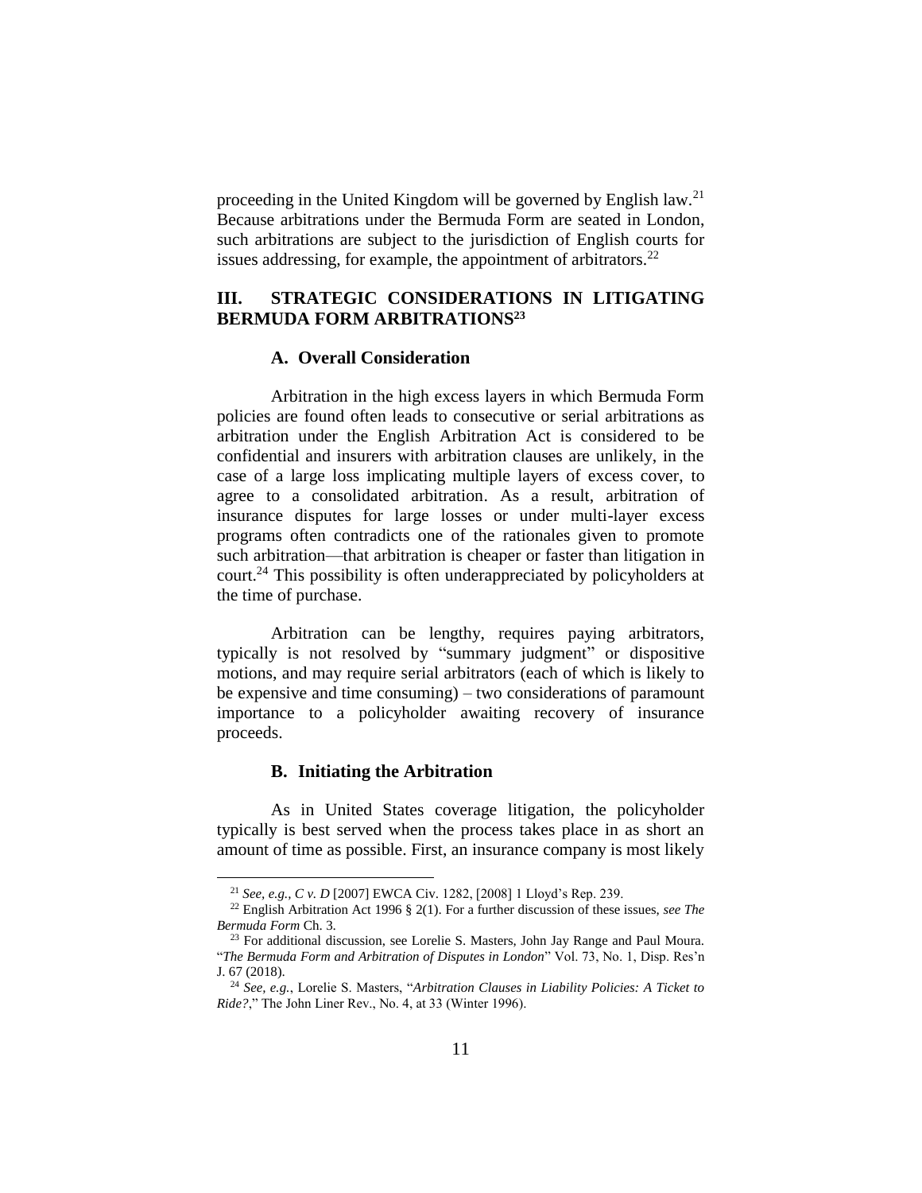proceeding in the United Kingdom will be governed by English law.[21] Because arbitrations under the Bermuda Form are seated in London, such arbitrations are subject to the jurisdiction of English courts for issues addressing, for example, the appointment of arbitrators.[22]

## III. STRATEGIC CONSIDERATIONS IN LITIGATING BERMUDA FORM ARBITRATIONS[23]

### A. Overall Consideration

Arbitration in the high excess layers in which Bermuda Form policies are found often leads to consecutive or serial arbitrations as arbitration under the English Arbitration Act is considered to be confidential and insurers with arbitration clauses are unlikely, in the case of a large loss implicating multiple layers of excess cover, to agree to a consolidated arbitration. As a result, arbitration of insurance disputes for large losses or under multi-layer excess programs often contradicts one of the rationales given to promote such arbitration—that arbitration is cheaper or faster than litigation in court.[24] This possibility is often underappreciated by policyholders at the time of purchase.

Arbitration can be lengthy, requires paying arbitrators, typically is not resolved by "summary judgment" or dispositive motions, and may require serial arbitrators (each of which is likely to be expensive and time consuming) – two considerations of paramount importance to a policyholder awaiting recovery of insurance proceeds.

### B. Initiating the Arbitration

As in United States coverage litigation, the policyholder typically is best served when the process takes place in as short an amount of time as possible. First, an insurance company is most likely

---

[21] *See, e.g.*, *C v. D* [2007] EWCA Civ. 1282, [2008] 1 Lloyd's Rep. 239.

[22] English Arbitration Act 1996 § 2(1). For a further discussion of these issues, *see The Bermuda Form* Ch. 3.

[23] For additional discussion, see Lorelie S. Masters, John Jay Range and Paul Moura. "*The Bermuda Form and Arbitration of Disputes in London*" Vol. 73, No. 1, Disp. Res'n J. 67 (2018).

[24] *See, e.g.*, Lorelie S. Masters, "*Arbitration Clauses in Liability Policies: A Ticket to Ride?*," The John Liner Rev., No. 4, at 33 (Winter 1996).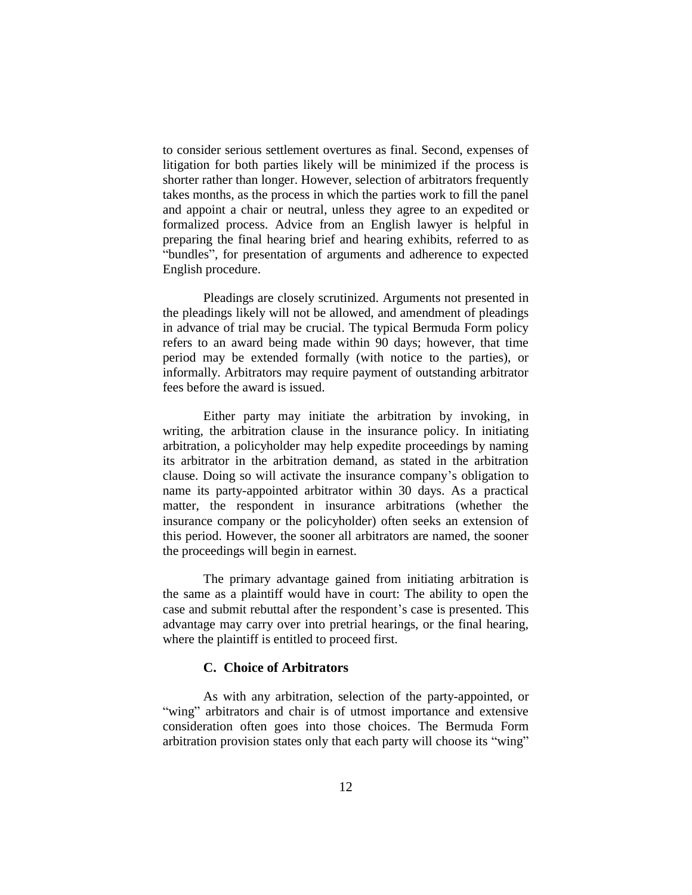to consider serious settlement overtures as final. Second, expenses of litigation for both parties likely will be minimized if the process is shorter rather than longer. However, selection of arbitrators frequently takes months, as the process in which the parties work to fill the panel and appoint a chair or neutral, unless they agree to an expedited or formalized process. Advice from an English lawyer is helpful in preparing the final hearing brief and hearing exhibits, referred to as "bundles", for presentation of arguments and adherence to expected English procedure.

Pleadings are closely scrutinized. Arguments not presented in the pleadings likely will not be allowed, and amendment of pleadings in advance of trial may be crucial. The typical Bermuda Form policy refers to an award being made within 90 days; however, that time period may be extended formally (with notice to the parties), or informally. Arbitrators may require payment of outstanding arbitrator fees before the award is issued.

Either party may initiate the arbitration by invoking, in writing, the arbitration clause in the insurance policy. In initiating arbitration, a policyholder may help expedite proceedings by naming its arbitrator in the arbitration demand, as stated in the arbitration clause. Doing so will activate the insurance company's obligation to name its party-appointed arbitrator within 30 days. As a practical matter, the respondent in insurance arbitrations (whether the insurance company or the policyholder) often seeks an extension of this period. However, the sooner all arbitrators are named, the sooner the proceedings will begin in earnest.

The primary advantage gained from initiating arbitration is the same as a plaintiff would have in court: The ability to open the case and submit rebuttal after the respondent's case is presented. This advantage may carry over into pretrial hearings, or the final hearing, where the plaintiff is entitled to proceed first.

### C. Choice of Arbitrators

As with any arbitration, selection of the party-appointed, or "wing" arbitrators and chair is of utmost importance and extensive consideration often goes into those choices. The Bermuda Form arbitration provision states only that each party will choose its "wing"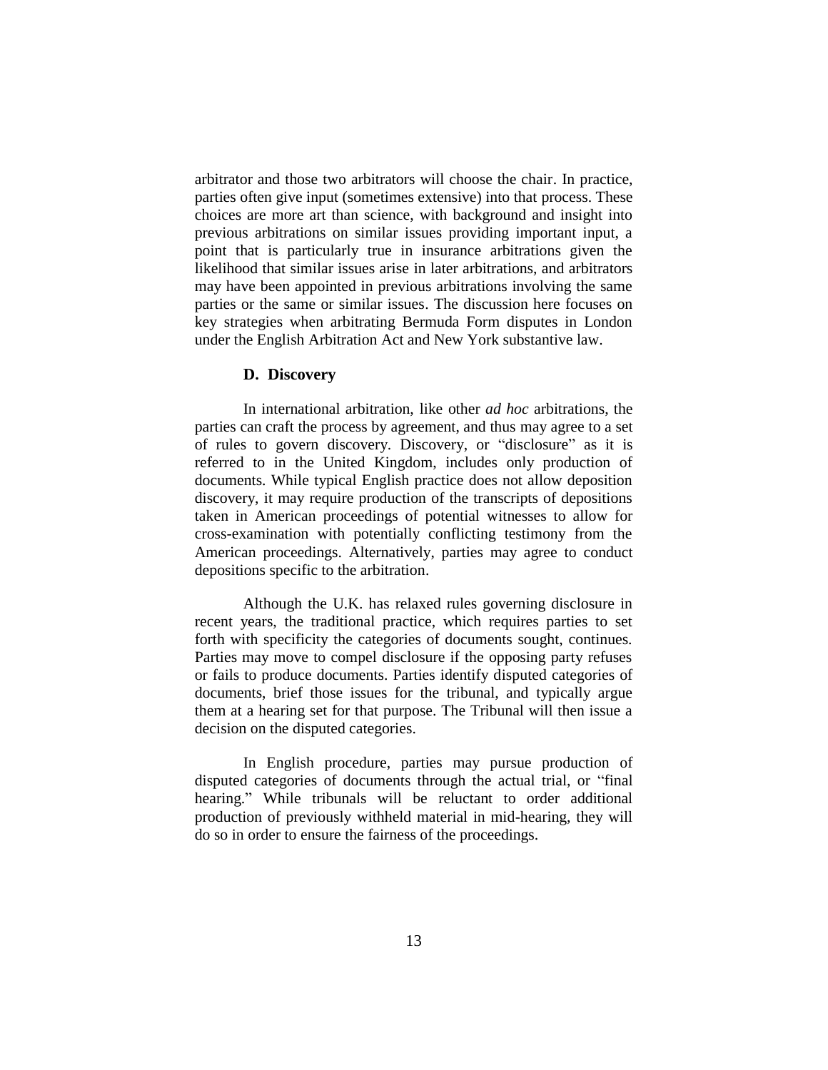arbitrator and those two arbitrators will choose the chair. In practice, parties often give input (sometimes extensive) into that process. These choices are more art than science, with background and insight into previous arbitrations on similar issues providing important input, a point that is particularly true in insurance arbitrations given the likelihood that similar issues arise in later arbitrations, and arbitrators may have been appointed in previous arbitrations involving the same parties or the same or similar issues. The discussion here focuses on key strategies when arbitrating Bermuda Form disputes in London under the English Arbitration Act and New York substantive law.

### D. Discovery

In international arbitration, like other *ad hoc* arbitrations, the parties can craft the process by agreement, and thus may agree to a set of rules to govern discovery. Discovery, or "disclosure" as it is referred to in the United Kingdom, includes only production of documents. While typical English practice does not allow deposition discovery, it may require production of the transcripts of depositions taken in American proceedings of potential witnesses to allow for cross-examination with potentially conflicting testimony from the American proceedings. Alternatively, parties may agree to conduct depositions specific to the arbitration.

Although the U.K. has relaxed rules governing disclosure in recent years, the traditional practice, which requires parties to set forth with specificity the categories of documents sought, continues. Parties may move to compel disclosure if the opposing party refuses or fails to produce documents. Parties identify disputed categories of documents, brief those issues for the tribunal, and typically argue them at a hearing set for that purpose. The Tribunal will then issue a decision on the disputed categories.

In English procedure, parties may pursue production of disputed categories of documents through the actual trial, or "final hearing." While tribunals will be reluctant to order additional production of previously withheld material in mid-hearing, they will do so in order to ensure the fairness of the proceedings.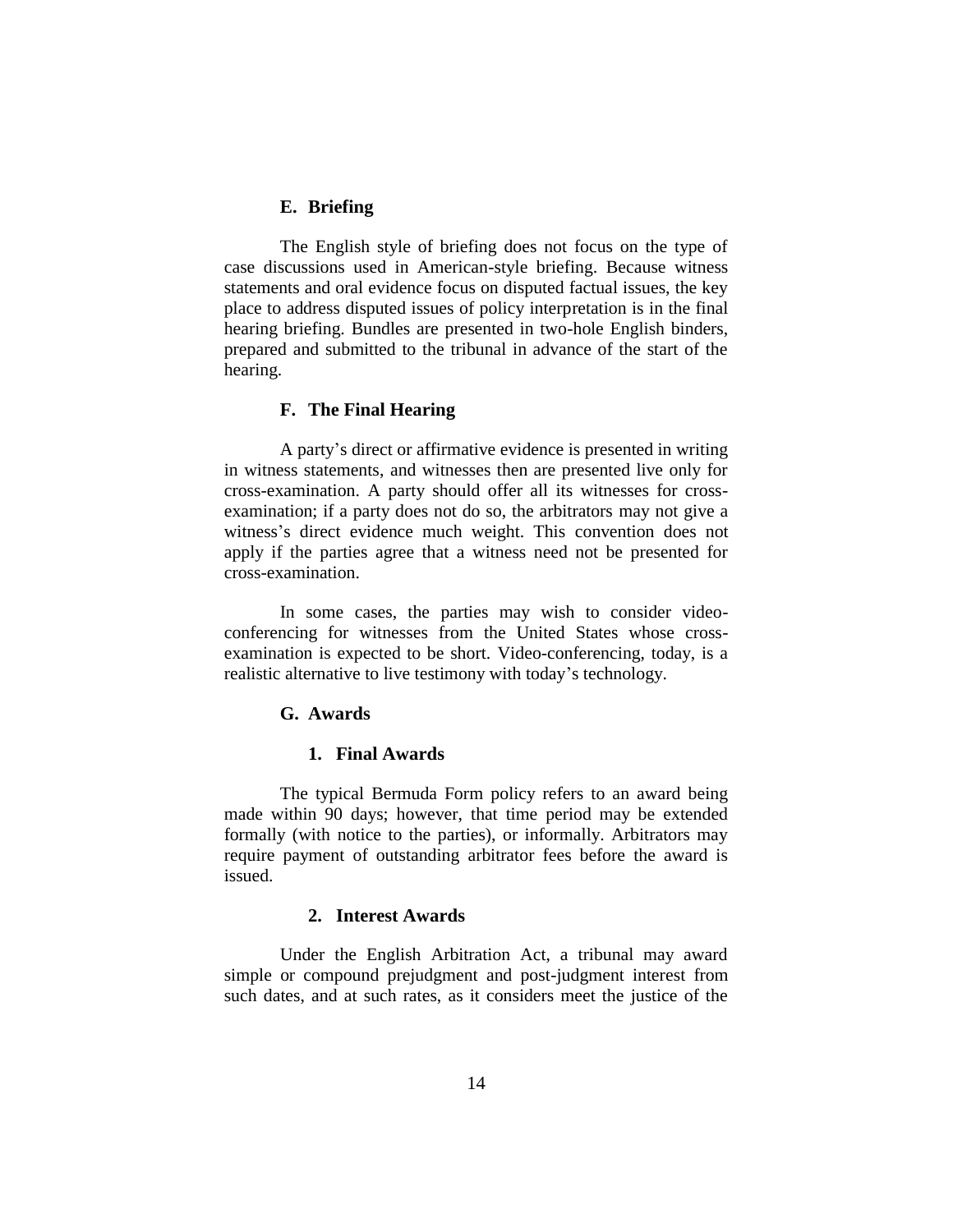### E. Briefing

The English style of briefing does not focus on the type of case discussions used in American-style briefing. Because witness statements and oral evidence focus on disputed factual issues, the key place to address disputed issues of policy interpretation is in the final hearing briefing. Bundles are presented in two-hole English binders, prepared and submitted to the tribunal in advance of the start of the hearing.

### F. The Final Hearing

A party's direct or affirmative evidence is presented in writing in witness statements, and witnesses then are presented live only for cross-examination. A party should offer all its witnesses for cross-examination; if a party does not do so, the arbitrators may not give a witness's direct evidence much weight. This convention does not apply if the parties agree that a witness need not be presented for cross-examination.

In some cases, the parties may wish to consider video-conferencing for witnesses from the United States whose cross-examination is expected to be short. Video-conferencing, today, is a realistic alternative to live testimony with today's technology.

### G. Awards

#### 1. Final Awards

The typical Bermuda Form policy refers to an award being made within 90 days; however, that time period may be extended formally (with notice to the parties), or informally. Arbitrators may require payment of outstanding arbitrator fees before the award is issued.

#### 2. Interest Awards

Under the English Arbitration Act, a tribunal may award simple or compound prejudgment and post-judgment interest from such dates, and at such rates, as it considers meet the justice of the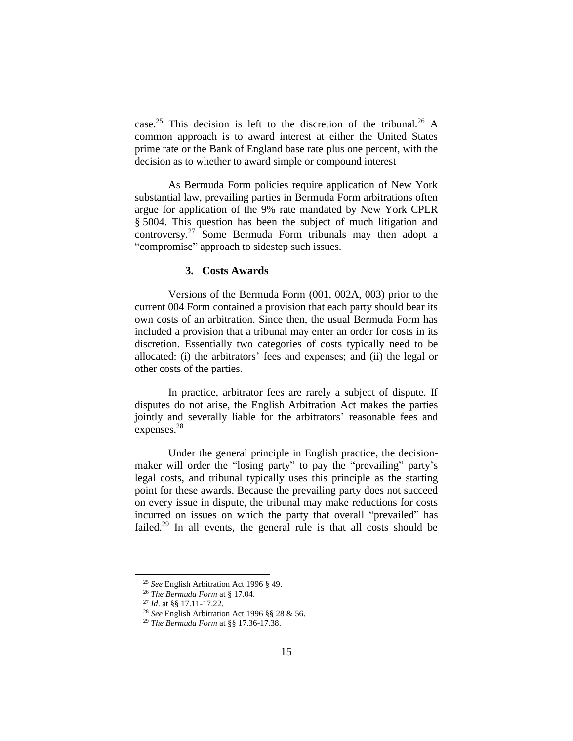case.[25] This decision is left to the discretion of the tribunal.[26] A common approach is to award interest at either the United States prime rate or the Bank of England base rate plus one percent, with the decision as to whether to award simple or compound interest

As Bermuda Form policies require application of New York substantial law, prevailing parties in Bermuda Form arbitrations often argue for application of the 9% rate mandated by New York CPLR § 5004. This question has been the subject of much litigation and controversy.[27] Some Bermuda Form tribunals may then adopt a "compromise" approach to sidestep such issues.

### 3. Costs Awards

Versions of the Bermuda Form (001, 002A, 003) prior to the current 004 Form contained a provision that each party should bear its own costs of an arbitration. Since then, the usual Bermuda Form has included a provision that a tribunal may enter an order for costs in its discretion. Essentially two categories of costs typically need to be allocated: (i) the arbitrators' fees and expenses; and (ii) the legal or other costs of the parties.

In practice, arbitrator fees are rarely a subject of dispute. If disputes do not arise, the English Arbitration Act makes the parties jointly and severally liable for the arbitrators' reasonable fees and expenses.[28]

Under the general principle in English practice, the decision-maker will order the "losing party" to pay the "prevailing" party's legal costs, and tribunal typically uses this principle as the starting point for these awards. Because the prevailing party does not succeed on every issue in dispute, the tribunal may make reductions for costs incurred on issues on which the party that overall "prevailed" has failed.[29] In all events, the general rule is that all costs should be

---

[25] *See* English Arbitration Act 1996 § 49.

[26] *The Bermuda Form* at § 17.04.

[27] *Id*. at §§ 17.11-17.22.

[28] *See* English Arbitration Act 1996 §§ 28 & 56.

[29] *The Bermuda Form* at §§ 17.36-17.38.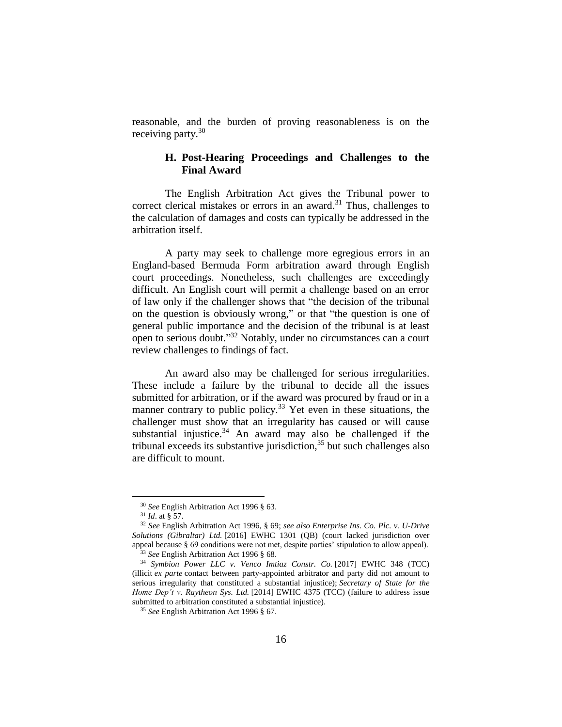reasonable, and the burden of proving reasonableness is on the receiving party.[30]

### H. Post-Hearing Proceedings and Challenges to the Final Award

The English Arbitration Act gives the Tribunal power to correct clerical mistakes or errors in an award.[31] Thus, challenges to the calculation of damages and costs can typically be addressed in the arbitration itself.

A party may seek to challenge more egregious errors in an England-based Bermuda Form arbitration award through English court proceedings. Nonetheless, such challenges are exceedingly difficult. An English court will permit a challenge based on an error of law only if the challenger shows that "the decision of the tribunal on the question is obviously wrong," or that "the question is one of general public importance and the decision of the tribunal is at least open to serious doubt."[32] Notably, under no circumstances can a court review challenges to findings of fact.

An award also may be challenged for serious irregularities. These include a failure by the tribunal to decide all the issues submitted for arbitration, or if the award was procured by fraud or in a manner contrary to public policy.[33] Yet even in these situations, the challenger must show that an irregularity has caused or will cause substantial injustice.[34] An award may also be challenged if the tribunal exceeds its substantive jurisdiction,[35] but such challenges also are difficult to mount.

---

[30] *See* English Arbitration Act 1996 § 63.

[31] *Id*. at § 57.

[32] *See* English Arbitration Act 1996, § 69; *see also Enterprise Ins. Co. Plc. v. U-Drive Solutions (Gibraltar) Ltd.* [2016] EWHC 1301 (QB) (court lacked jurisdiction over appeal because § 69 conditions were not met, despite parties' stipulation to allow appeal).

[33] *See* English Arbitration Act 1996 § 68.

[34] *Symbion Power LLC v. Venco Imtiaz Constr. Co.* [2017] EWHC 348 (TCC) (illicit *ex parte* contact between party-appointed arbitrator and party did not amount to serious irregularity that constituted a substantial injustice); *Secretary of State for the Home Dep't v. Raytheon Sys. Ltd.* [2014] EWHC 4375 (TCC) (failure to address issue submitted to arbitration constituted a substantial injustice).

[35] *See* English Arbitration Act 1996 § 67.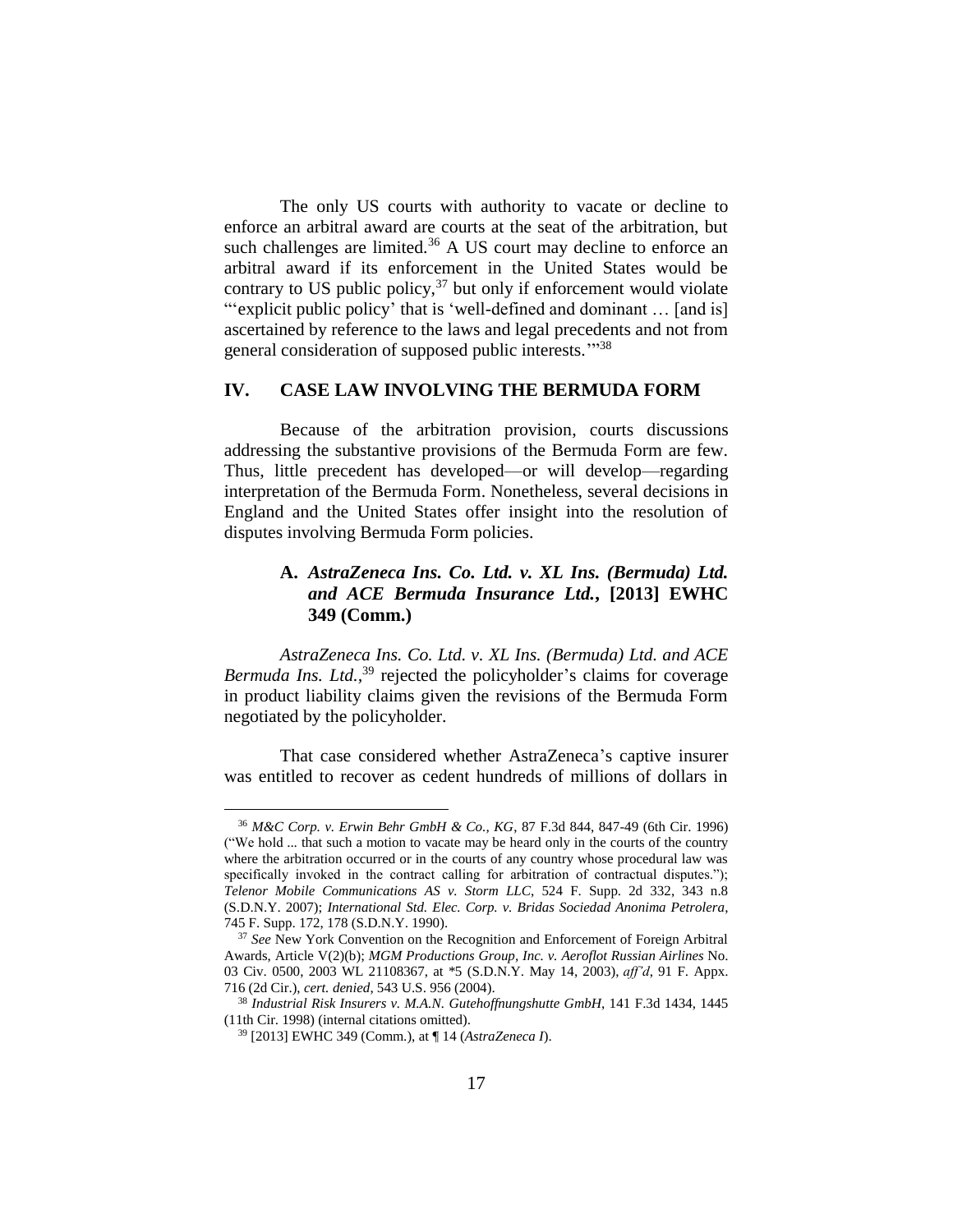The only US courts with authority to vacate or decline to enforce an arbitral award are courts at the seat of the arbitration, but such challenges are limited.[36] A US court may decline to enforce an arbitral award if its enforcement in the United States would be contrary to US public policy,[37] but only if enforcement would violate "'explicit public policy' that is 'well-defined and dominant … [and is] ascertained by reference to the laws and legal precedents and not from general consideration of supposed public interests.'"[38]

## IV. CASE LAW INVOLVING THE BERMUDA FORM

Because of the arbitration provision, courts discussions addressing the substantive provisions of the Bermuda Form are few. Thus, little precedent has developed—or will develop—regarding interpretation of the Bermuda Form. Nonetheless, several decisions in England and the United States offer insight into the resolution of disputes involving Bermuda Form policies.

### A. *AstraZeneca Ins. Co. Ltd. v. XL Ins. (Bermuda) Ltd. and ACE Bermuda Insurance Ltd.*, [2013] EWHC 349 (Comm.)

*AstraZeneca Ins. Co. Ltd. v. XL Ins. (Bermuda) Ltd. and ACE Bermuda Ins. Ltd.*,[39] rejected the policyholder's claims for coverage in product liability claims given the revisions of the Bermuda Form negotiated by the policyholder.

That case considered whether AstraZeneca's captive insurer was entitled to recover as cedent hundreds of millions of dollars in

---

[36] *M&C Corp. v. Erwin Behr GmbH & Co., KG*, 87 F.3d 844, 847-49 (6th Cir. 1996) ("We hold ... that such a motion to vacate may be heard only in the courts of the country where the arbitration occurred or in the courts of any country whose procedural law was specifically invoked in the contract calling for arbitration of contractual disputes."); *Telenor Mobile Communications AS v. Storm LLC*, 524 F. Supp. 2d 332, 343 n.8 (S.D.N.Y. 2007); *International Std. Elec. Corp. v. Bridas Sociedad Anonima Petrolera*, 745 F. Supp. 172, 178 (S.D.N.Y. 1990).

[37] *See* New York Convention on the Recognition and Enforcement of Foreign Arbitral Awards, Article V(2)(b); *MGM Productions Group, Inc. v. Aeroflot Russian Airlines* No. 03 Civ. 0500, 2003 WL 21108367, at *5 (S.D.N.Y. May 14, 2003), *aff'd*, 91 F. Appx. 716 (2d Cir.), *cert. denied*, 543 U.S. 956 (2004).

[38] *Industrial Risk Insurers v. M.A.N. Gutehoffnungshutte GmbH*, 141 F.3d 1434, 1445 (11th Cir. 1998) (internal citations omitted).

[39] [2013] EWHC 349 (Comm.), at ¶ 14 (*AstraZeneca I*).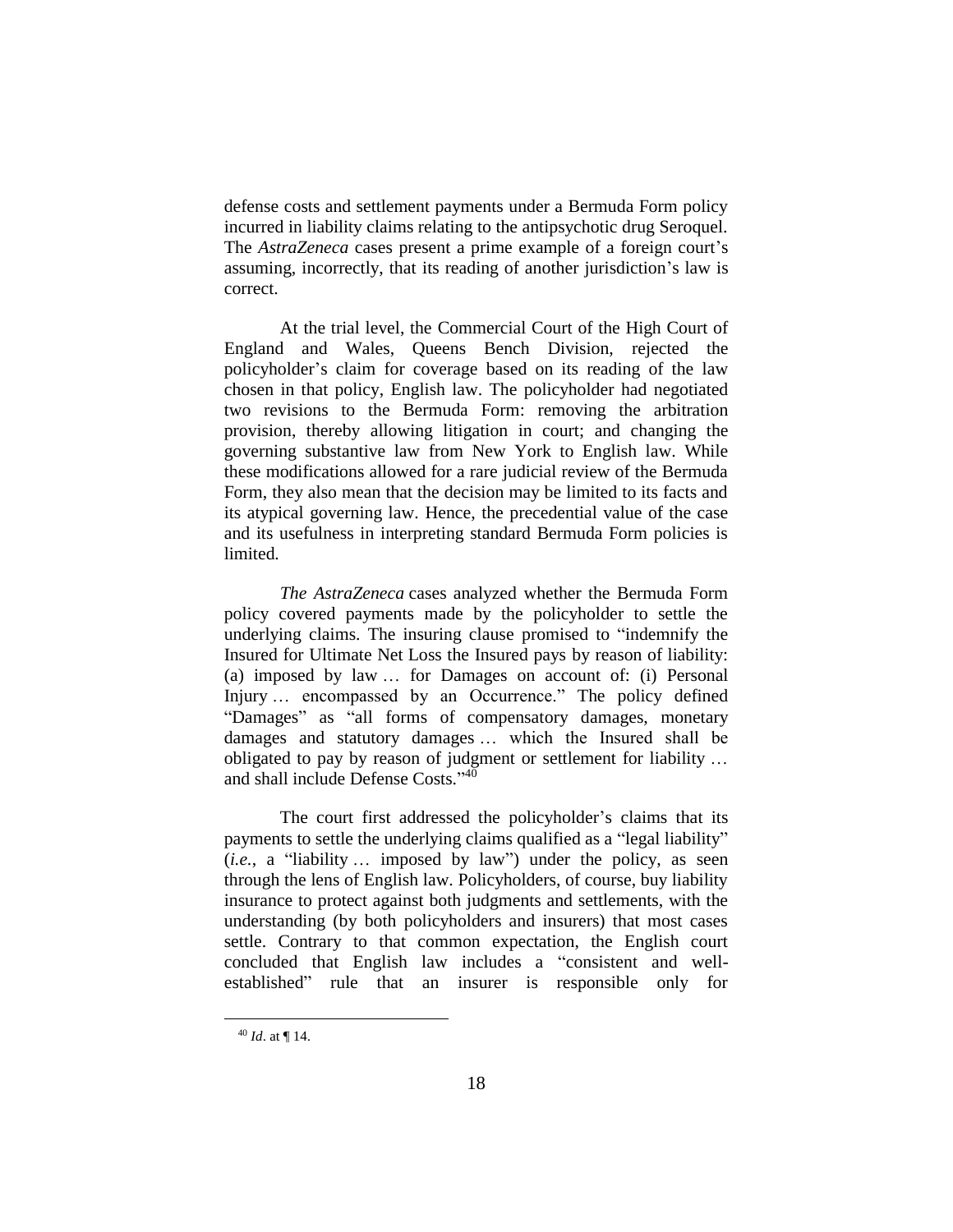defense costs and settlement payments under a Bermuda Form policy incurred in liability claims relating to the antipsychotic drug Seroquel. The *AstraZeneca* cases present a prime example of a foreign court's assuming, incorrectly, that its reading of another jurisdiction's law is correct.

At the trial level, the Commercial Court of the High Court of England and Wales, Queens Bench Division, rejected the policyholder's claim for coverage based on its reading of the law chosen in that policy, English law. The policyholder had negotiated two revisions to the Bermuda Form: removing the arbitration provision, thereby allowing litigation in court; and changing the governing substantive law from New York to English law. While these modifications allowed for a rare judicial review of the Bermuda Form, they also mean that the decision may be limited to its facts and its atypical governing law. Hence, the precedential value of the case and its usefulness in interpreting standard Bermuda Form policies is limited.

*The AstraZeneca* cases analyzed whether the Bermuda Form policy covered payments made by the policyholder to settle the underlying claims. The insuring clause promised to "indemnify the Insured for Ultimate Net Loss the Insured pays by reason of liability: (a) imposed by law … for Damages on account of: (i) Personal Injury … encompassed by an Occurrence." The policy defined "Damages" as "all forms of compensatory damages, monetary damages and statutory damages … which the Insured shall be obligated to pay by reason of judgment or settlement for liability … and shall include Defense Costs."[40]

The court first addressed the policyholder's claims that its payments to settle the underlying claims qualified as a "legal liability" (*i.e.*, a "liability … imposed by law") under the policy, as seen through the lens of English law. Policyholders, of course, buy liability insurance to protect against both judgments and settlements, with the understanding (by both policyholders and insurers) that most cases settle. Contrary to that common expectation, the English court concluded that English law includes a "consistent and well-established" rule that an insurer is responsible only for

[40] *Id*. at ¶ 14.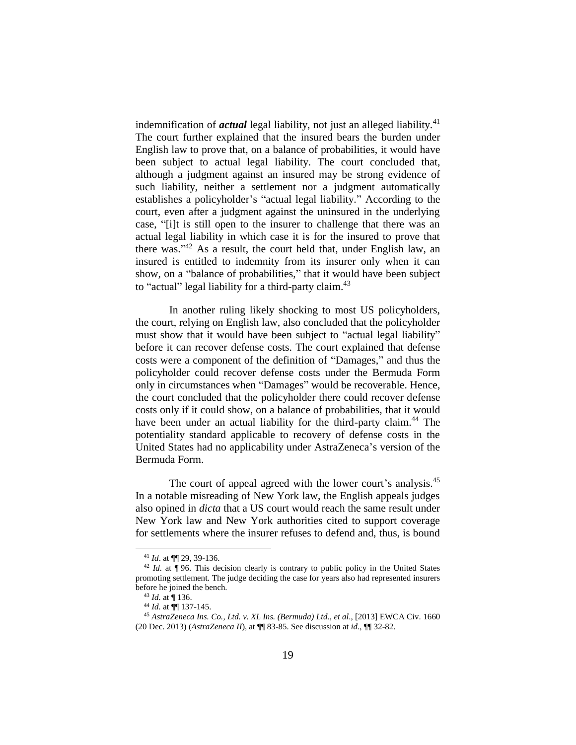indemnification of ***actual*** legal liability, not just an alleged liability.[41] The court further explained that the insured bears the burden under English law to prove that, on a balance of probabilities, it would have been subject to actual legal liability. The court concluded that, although a judgment against an insured may be strong evidence of such liability, neither a settlement nor a judgment automatically establishes a policyholder's "actual legal liability." According to the court, even after a judgment against the uninsured in the underlying case, "[i]t is still open to the insurer to challenge that there was an actual legal liability in which case it is for the insured to prove that there was."[42] As a result, the court held that, under English law, an insured is entitled to indemnity from its insurer only when it can show, on a "balance of probabilities," that it would have been subject to "actual" legal liability for a third-party claim.[43]

In another ruling likely shocking to most US policyholders, the court, relying on English law, also concluded that the policyholder must show that it would have been subject to "actual legal liability" before it can recover defense costs. The court explained that defense costs were a component of the definition of "Damages," and thus the policyholder could recover defense costs under the Bermuda Form only in circumstances when "Damages" would be recoverable. Hence, the court concluded that the policyholder there could recover defense costs only if it could show, on a balance of probabilities, that it would have been under an actual liability for the third-party claim.[44] The potentiality standard applicable to recovery of defense costs in the United States had no applicability under AstraZeneca's version of the Bermuda Form.

The court of appeal agreed with the lower court's analysis.[45] In a notable misreading of New York law, the English appeals judges also opined in *dicta* that a US court would reach the same result under New York law and New York authorities cited to support coverage for settlements where the insurer refuses to defend and, thus, is bound

---

[41] *Id*. at ¶¶ 29, 39-136.

[42] *Id.* at ¶ 96. This decision clearly is contrary to public policy in the United States promoting settlement. The judge deciding the case for years also had represented insurers before he joined the bench.

[43] *Id.* at ¶ 136.

[44] *Id.* at ¶¶ 137-145.

[45] *AstraZeneca Ins. Co., Ltd. v. XL Ins. (Bermuda) Ltd., et al*., [2013] EWCA Civ. 1660 (20 Dec. 2013) (*AstraZeneca II*), at ¶¶ 83-85. See discussion at *id.*, ¶¶ 32-82.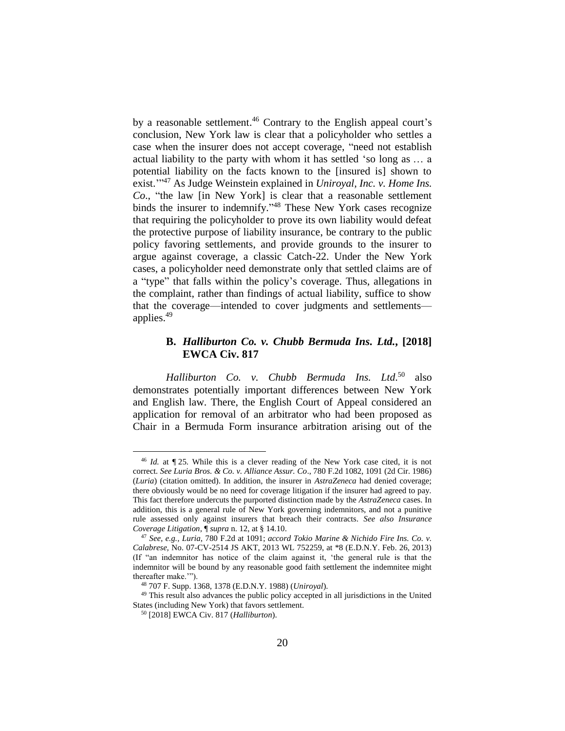by a reasonable settlement.[46] Contrary to the English appeal court's conclusion, New York law is clear that a policyholder who settles a case when the insurer does not accept coverage, "need not establish actual liability to the party with whom it has settled 'so long as … a potential liability on the facts known to the [insured is] shown to exist.'"[47] As Judge Weinstein explained in *Uniroyal, Inc. v. Home Ins. Co*., "the law [in New York] is clear that a reasonable settlement binds the insurer to indemnify."[48] These New York cases recognize that requiring the policyholder to prove its own liability would defeat the protective purpose of liability insurance, be contrary to the public policy favoring settlements, and provide grounds to the insurer to argue against coverage, a classic Catch-22. Under the New York cases, a policyholder need demonstrate only that settled claims are of a "type" that falls within the policy's coverage. Thus, allegations in the complaint, rather than findings of actual liability, suffice to show that the coverage—intended to cover judgments and settlements—applies.[49]

### B. *Halliburton Co. v. Chubb Bermuda Ins. Ltd.*, [2018] EWCA Civ. 817

*Halliburton Co. v. Chubb Bermuda Ins. Ltd*.[50] also demonstrates potentially important differences between New York and English law. There, the English Court of Appeal considered an application for removal of an arbitrator who had been proposed as Chair in a Bermuda Form insurance arbitration arising out of the

---

[46] *Id.* at ¶ 25. While this is a clever reading of the New York case cited, it is not correct. *See Luria Bros. & Co. v. Alliance Assur. Co*., 780 F.2d 1082, 1091 (2d Cir. 1986) (*Luria*) (citation omitted). In addition, the insurer in *AstraZeneca* had denied coverage; there obviously would be no need for coverage litigation if the insurer had agreed to pay. This fact therefore undercuts the purported distinction made by the *AstraZeneca* cases. In addition, this is a general rule of New York governing indemnitors, and not a punitive rule assessed only against insurers that breach their contracts. *See also Insurance Coverage Litigation*, ¶ *supra* n. 12, at § 14.10.

[47] *See, e.g., Luria*, 780 F.2d at 1091; *accord Tokio Marine & Nichido Fire Ins. Co. v. Calabrese*, No. 07-CV-2514 JS AKT, 2013 WL 752259, at *8 (E.D.N.Y. Feb. 26, 2013) (If "an indemnitor has notice of the claim against it, 'the general rule is that the indemnitor will be bound by any reasonable good faith settlement the indemnitee might thereafter make.'").

[48] 707 F. Supp. 1368, 1378 (E.D.N.Y. 1988) (*Uniroyal*).

[49] This result also advances the public policy accepted in all jurisdictions in the United States (including New York) that favors settlement.

[50] [2018] EWCA Civ. 817 (*Halliburton*).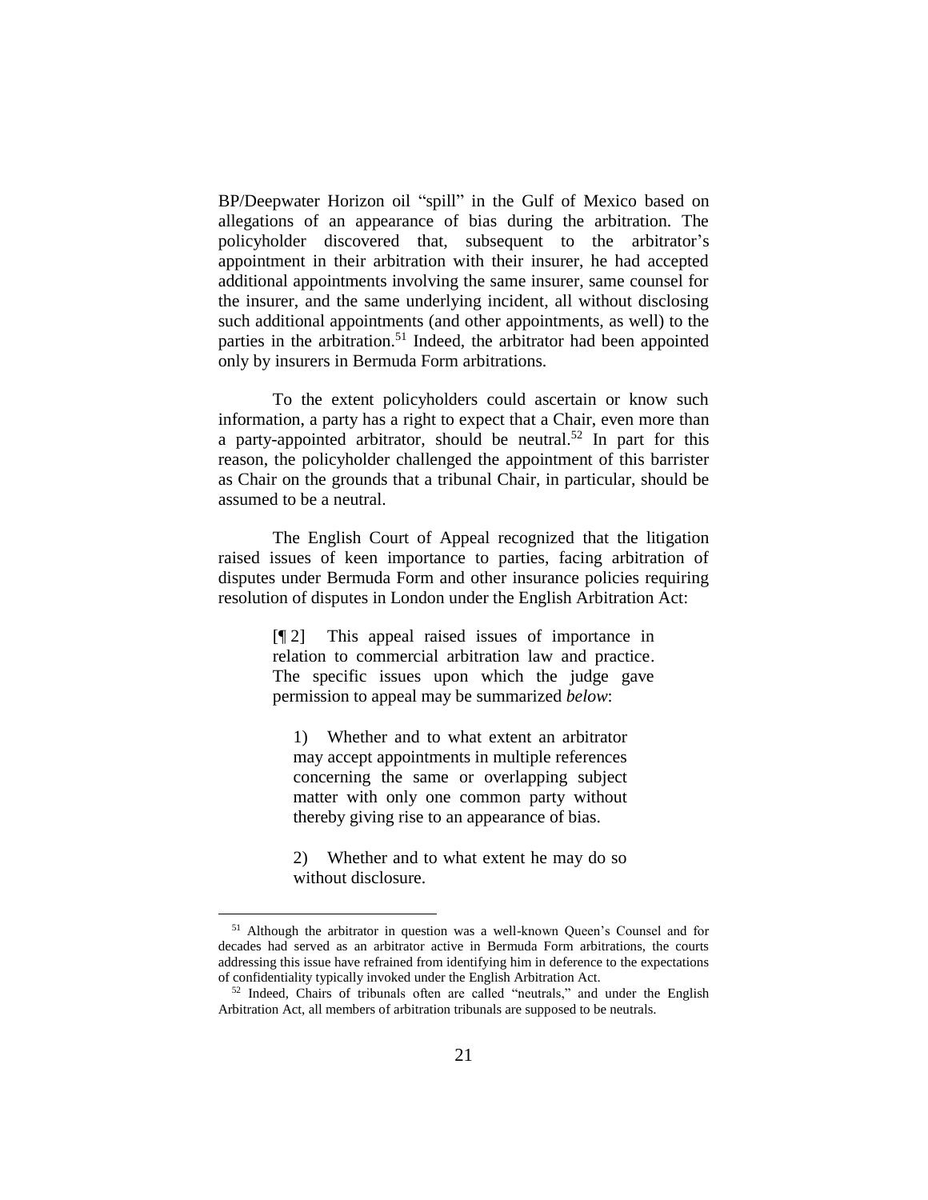BP/Deepwater Horizon oil "spill" in the Gulf of Mexico based on allegations of an appearance of bias during the arbitration. The policyholder discovered that, subsequent to the arbitrator's appointment in their arbitration with their insurer, he had accepted additional appointments involving the same insurer, same counsel for the insurer, and the same underlying incident, all without disclosing such additional appointments (and other appointments, as well) to the parties in the arbitration.[51] Indeed, the arbitrator had been appointed only by insurers in Bermuda Form arbitrations.

To the extent policyholders could ascertain or know such information, a party has a right to expect that a Chair, even more than a party-appointed arbitrator, should be neutral.[52] In part for this reason, the policyholder challenged the appointment of this barrister as Chair on the grounds that a tribunal Chair, in particular, should be assumed to be a neutral.

The English Court of Appeal recognized that the litigation raised issues of keen importance to parties, facing arbitration of disputes under Bermuda Form and other insurance policies requiring resolution of disputes in London under the English Arbitration Act:

> [¶ 2] This appeal raised issues of importance in relation to commercial arbitration law and practice. The specific issues upon which the judge gave permission to appeal may be summarized *below*:
>
> 1) Whether and to what extent an arbitrator may accept appointments in multiple references concerning the same or overlapping subject matter with only one common party without thereby giving rise to an appearance of bias.
>
> 2) Whether and to what extent he may do so without disclosure.

---

[51] Although the arbitrator in question was a well-known Queen's Counsel and for decades had served as an arbitrator active in Bermuda Form arbitrations, the courts addressing this issue have refrained from identifying him in deference to the expectations of confidentiality typically invoked under the English Arbitration Act.

[52] Indeed, Chairs of tribunals often are called "neutrals," and under the English Arbitration Act, all members of arbitration tribunals are supposed to be neutrals.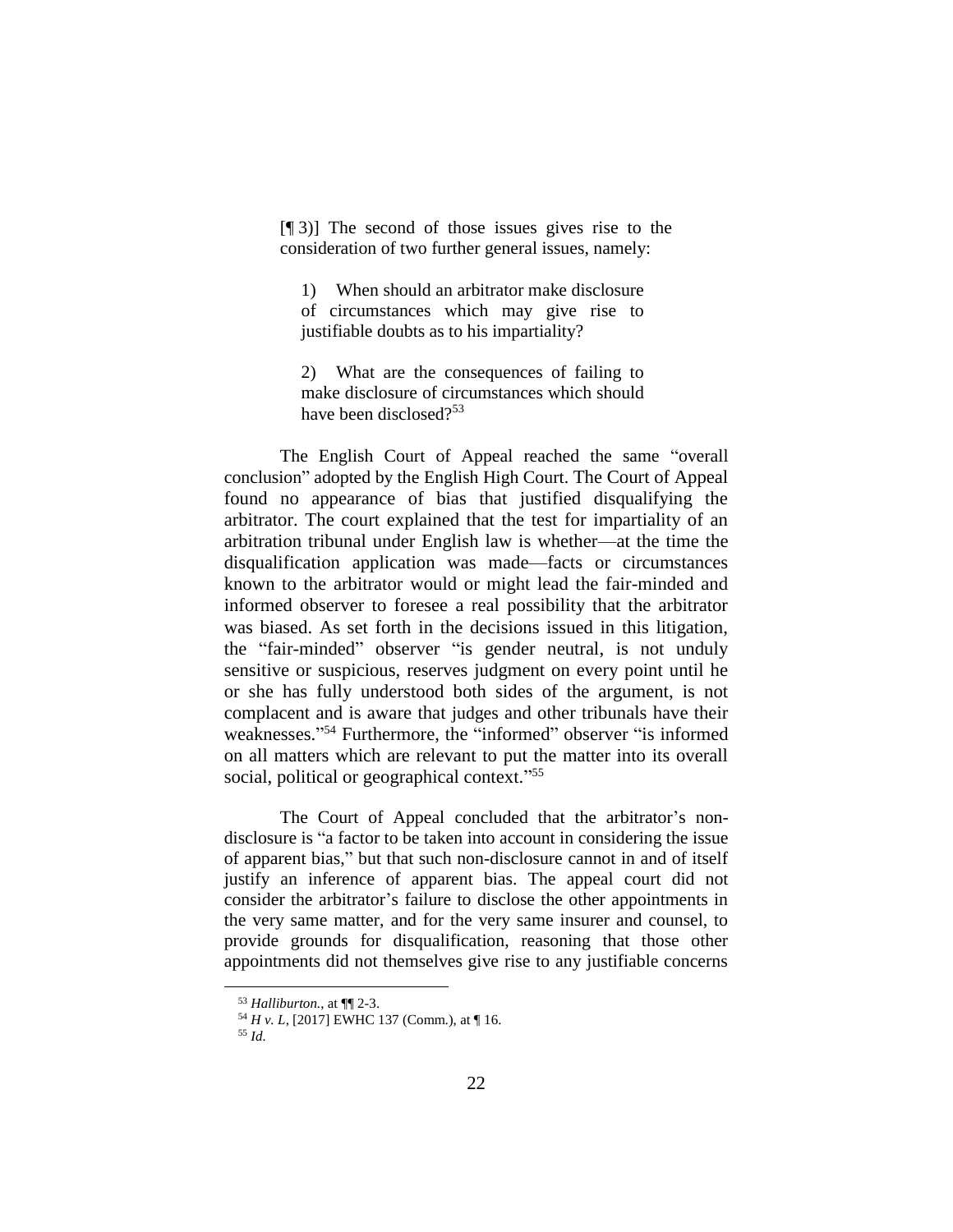> [¶ 3)] The second of those issues gives rise to the consideration of two further general issues, namely:
>
> > 1) When should an arbitrator make disclosure of circumstances which may give rise to justifiable doubts as to his impartiality?
> >
> > 2) What are the consequences of failing to make disclosure of circumstances which should have been disclosed?[53]

The English Court of Appeal reached the same "overall conclusion" adopted by the English High Court. The Court of Appeal found no appearance of bias that justified disqualifying the arbitrator. The court explained that the test for impartiality of an arbitration tribunal under English law is whether—at the time the disqualification application was made—facts or circumstances known to the arbitrator would or might lead the fair-minded and informed observer to foresee a real possibility that the arbitrator was biased. As set forth in the decisions issued in this litigation, the "fair-minded" observer "is gender neutral, is not unduly sensitive or suspicious, reserves judgment on every point until he or she has fully understood both sides of the argument, is not complacent and is aware that judges and other tribunals have their weaknesses."[54] Furthermore, the "informed" observer "is informed on all matters which are relevant to put the matter into its overall social, political or geographical context."[55]

The Court of Appeal concluded that the arbitrator's non-disclosure is "a factor to be taken into account in considering the issue of apparent bias," but that such non-disclosure cannot in and of itself justify an inference of apparent bias. The appeal court did not consider the arbitrator's failure to disclose the other appointments in the very same matter, and for the very same insurer and counsel, to provide grounds for disqualification, reasoning that those other appointments did not themselves give rise to any justifiable concerns

---

[53] *Halliburton.*, at ¶¶ 2-3.

[54] *H v. L*, [2017] EWHC 137 (Comm.), at ¶ 16.

[55] *Id.*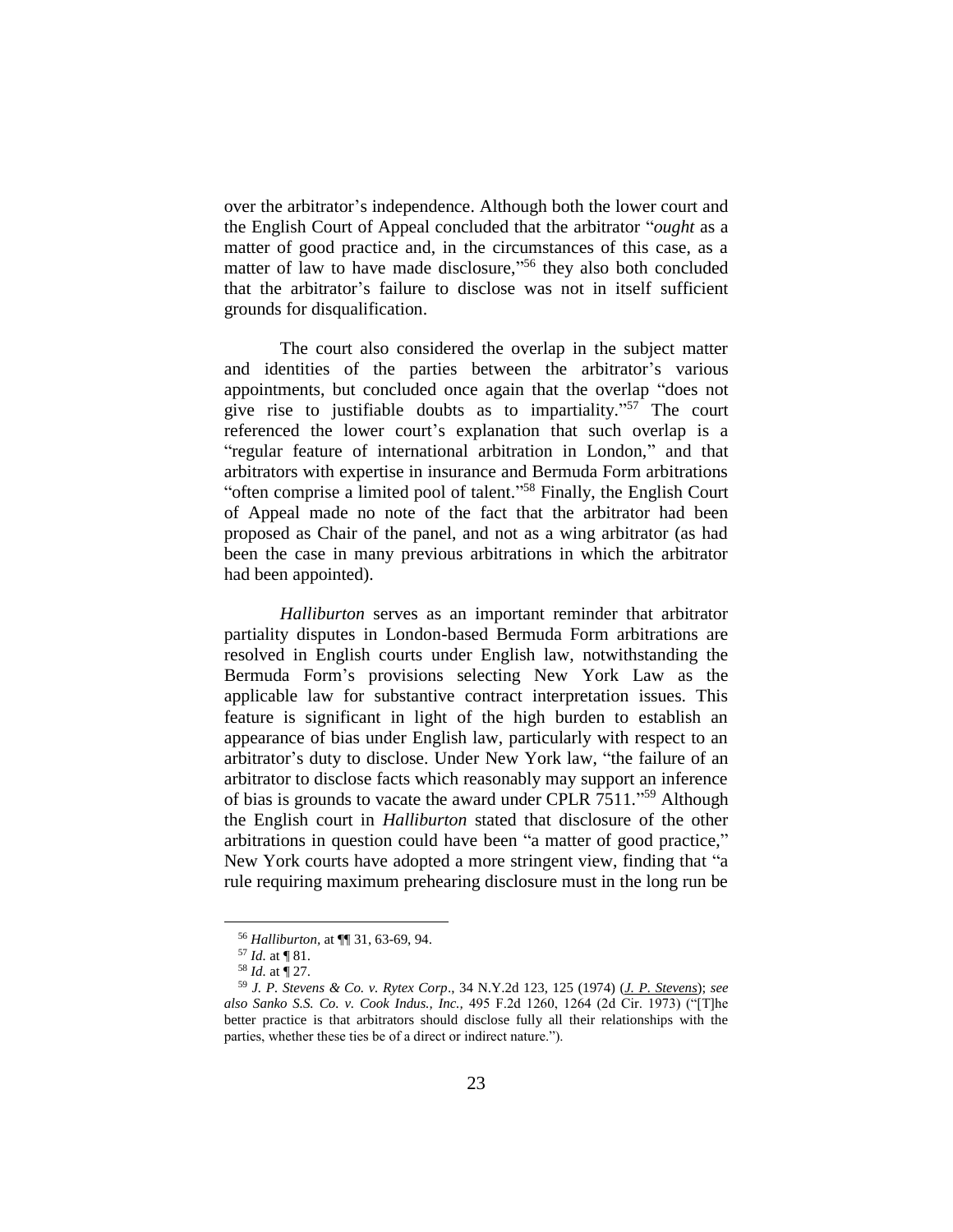over the arbitrator's independence. Although both the lower court and the English Court of Appeal concluded that the arbitrator "*ought* as a matter of good practice and, in the circumstances of this case, as a matter of law to have made disclosure,"[56] they also both concluded that the arbitrator's failure to disclose was not in itself sufficient grounds for disqualification.

The court also considered the overlap in the subject matter and identities of the parties between the arbitrator's various appointments, but concluded once again that the overlap "does not give rise to justifiable doubts as to impartiality."[57] The court referenced the lower court's explanation that such overlap is a "regular feature of international arbitration in London," and that arbitrators with expertise in insurance and Bermuda Form arbitrations "often comprise a limited pool of talent."[58] Finally, the English Court of Appeal made no note of the fact that the arbitrator had been proposed as Chair of the panel, and not as a wing arbitrator (as had been the case in many previous arbitrations in which the arbitrator had been appointed).

*Halliburton* serves as an important reminder that arbitrator partiality disputes in London-based Bermuda Form arbitrations are resolved in English courts under English law, notwithstanding the Bermuda Form's provisions selecting New York Law as the applicable law for substantive contract interpretation issues. This feature is significant in light of the high burden to establish an appearance of bias under English law, particularly with respect to an arbitrator's duty to disclose. Under New York law, "the failure of an arbitrator to disclose facts which reasonably may support an inference of bias is grounds to vacate the award under CPLR 7511."[59] Although the English court in *Halliburton* stated that disclosure of the other arbitrations in question could have been "a matter of good practice," New York courts have adopted a more stringent view, finding that "a rule requiring maximum prehearing disclosure must in the long run be

---

[56] *Halliburton*, at ¶¶ 31, 63-69, 94.

[57] *Id.* at ¶ 81.

[58] *Id.* at ¶ 27.

[59] *J. P. Stevens & Co. v. Rytex Corp*., 34 N.Y.2d 123, 125 (1974) (*J. P. Stevens*); *see also Sanko S.S. Co. v. Cook Indus., Inc.,* 495 F.2d 1260, 1264 (2d Cir. 1973) ("[T]he better practice is that arbitrators should disclose fully all their relationships with the parties, whether these ties be of a direct or indirect nature.").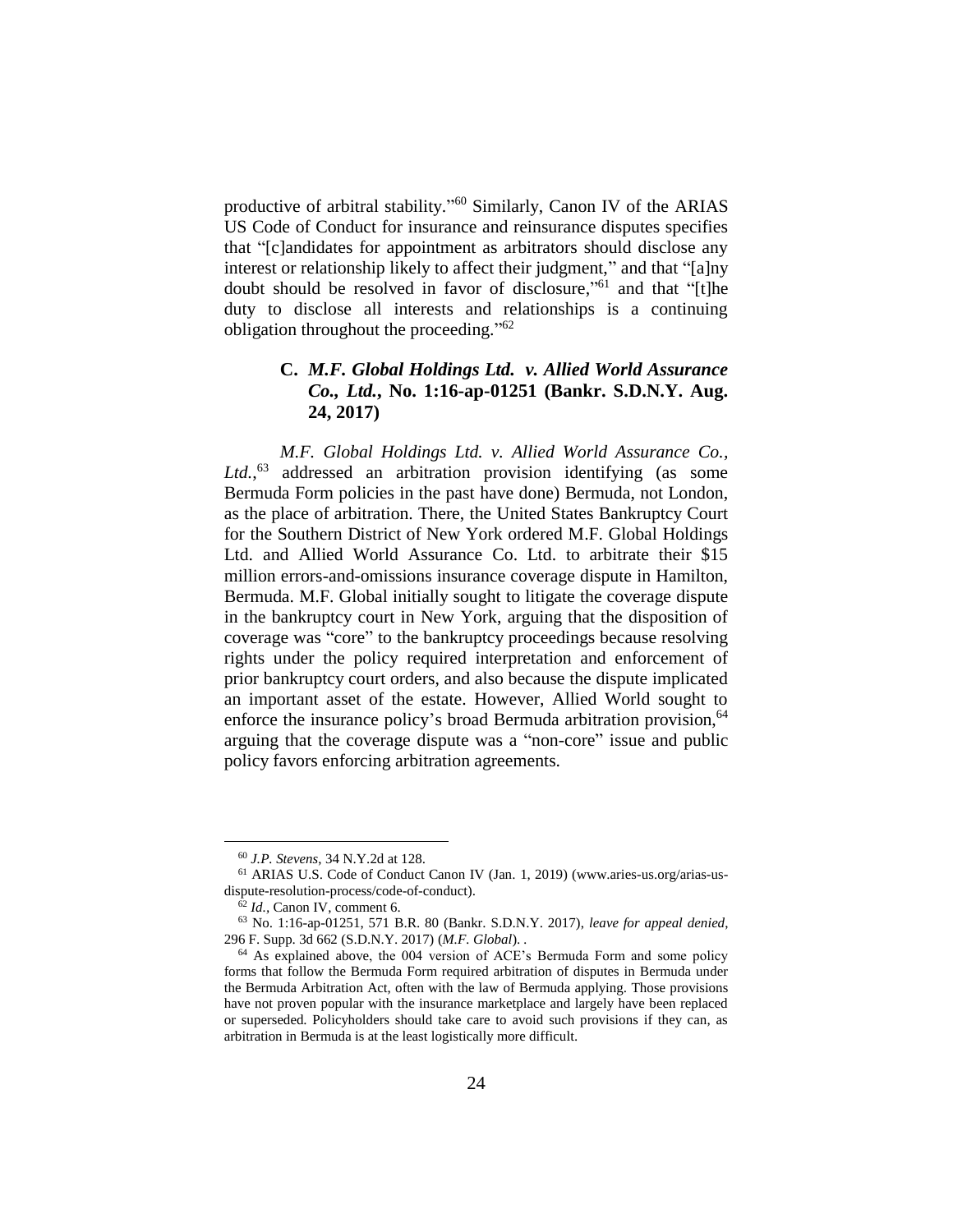productive of arbitral stability."[60] Similarly, Canon IV of the ARIAS US Code of Conduct for insurance and reinsurance disputes specifies that "[c]andidates for appointment as arbitrators should disclose any interest or relationship likely to affect their judgment," and that "[a]ny doubt should be resolved in favor of disclosure,"[61] and that "[t]he duty to disclose all interests and relationships is a continuing obligation throughout the proceeding."[62]

### C. *M.F. Global Holdings Ltd. v. Allied World Assurance Co., Ltd.*, No. 1:16-ap-01251 (Bankr. S.D.N.Y. Aug. 24, 2017)

*M.F. Global Holdings Ltd. v. Allied World Assurance Co., Ltd.*,[63] addressed an arbitration provision identifying (as some Bermuda Form policies in the past have done) Bermuda, not London, as the place of arbitration. There, the United States Bankruptcy Court for the Southern District of New York ordered M.F. Global Holdings Ltd. and Allied World Assurance Co. Ltd. to arbitrate their $15 million errors-and-omissions insurance coverage dispute in Hamilton, Bermuda. M.F. Global initially sought to litigate the coverage dispute in the bankruptcy court in New York, arguing that the disposition of coverage was "core" to the bankruptcy proceedings because resolving rights under the policy required interpretation and enforcement of prior bankruptcy court orders, and also because the dispute implicated an important asset of the estate. However, Allied World sought to enforce the insurance policy's broad Bermuda arbitration provision,[64] arguing that the coverage dispute was a "non-core" issue and public policy favors enforcing arbitration agreements.

---

[60] *J.P. Stevens*, 34 N.Y.2d at 128.

[61] ARIAS U.S. Code of Conduct Canon IV (Jan. 1, 2019) (www.aries-us.org/arias-us-dispute-resolution-process/code-of-conduct).

[62] *Id.*, Canon IV, comment 6.

[63] No. 1:16-ap-01251, 571 B.R. 80 (Bankr. S.D.N.Y. 2017), *leave for appeal denied*, 296 F. Supp. 3d 662 (S.D.N.Y. 2017) (*M.F. Global*). .

[64] As explained above, the 004 version of ACE's Bermuda Form and some policy forms that follow the Bermuda Form required arbitration of disputes in Bermuda under the Bermuda Arbitration Act, often with the law of Bermuda applying. Those provisions have not proven popular with the insurance marketplace and largely have been replaced or superseded. Policyholders should take care to avoid such provisions if they can, as arbitration in Bermuda is at the least logistically more difficult.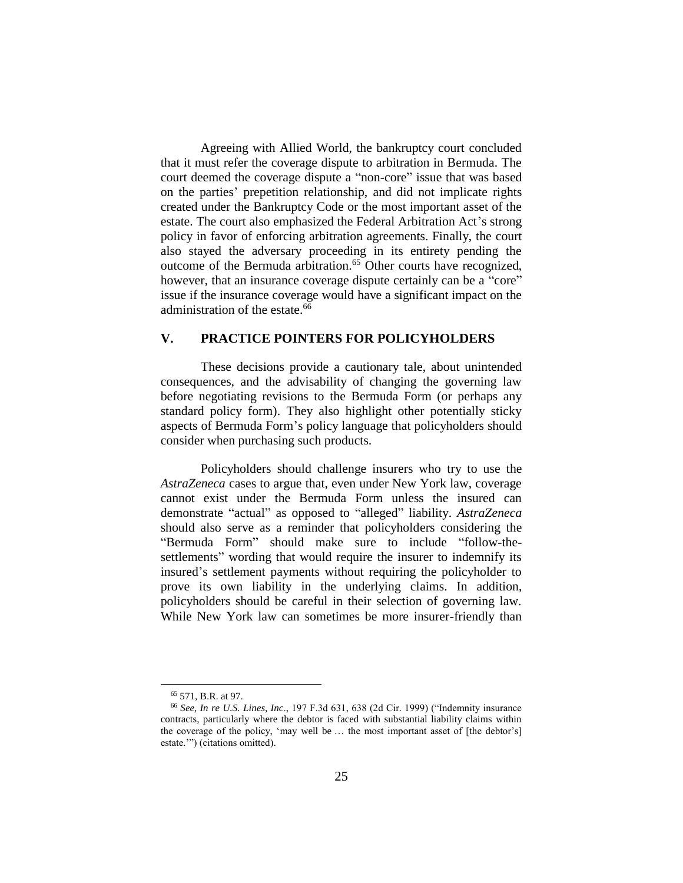Agreeing with Allied World, the bankruptcy court concluded that it must refer the coverage dispute to arbitration in Bermuda. The court deemed the coverage dispute a "non-core" issue that was based on the parties' prepetition relationship, and did not implicate rights created under the Bankruptcy Code or the most important asset of the estate. The court also emphasized the Federal Arbitration Act's strong policy in favor of enforcing arbitration agreements. Finally, the court also stayed the adversary proceeding in its entirety pending the outcome of the Bermuda arbitration.[65] Other courts have recognized, however, that an insurance coverage dispute certainly can be a "core" issue if the insurance coverage would have a significant impact on the administration of the estate.[66]

## V. PRACTICE POINTERS FOR POLICYHOLDERS

These decisions provide a cautionary tale, about unintended consequences, and the advisability of changing the governing law before negotiating revisions to the Bermuda Form (or perhaps any standard policy form). They also highlight other potentially sticky aspects of Bermuda Form's policy language that policyholders should consider when purchasing such products.

Policyholders should challenge insurers who try to use the *AstraZeneca* cases to argue that, even under New York law, coverage cannot exist under the Bermuda Form unless the insured can demonstrate "actual" as opposed to "alleged" liability. *AstraZeneca* should also serve as a reminder that policyholders considering the "Bermuda Form" should make sure to include "follow-the-settlements" wording that would require the insurer to indemnify its insured's settlement payments without requiring the policyholder to prove its own liability in the underlying claims. In addition, policyholders should be careful in their selection of governing law. While New York law can sometimes be more insurer-friendly than

---

[65] 571, B.R. at 97.

[66] *See, In re U.S. Lines, Inc*., 197 F.3d 631, 638 (2d Cir. 1999) ("Indemnity insurance contracts, particularly where the debtor is faced with substantial liability claims within the coverage of the policy, 'may well be … the most important asset of [the debtor's] estate.'") (citations omitted).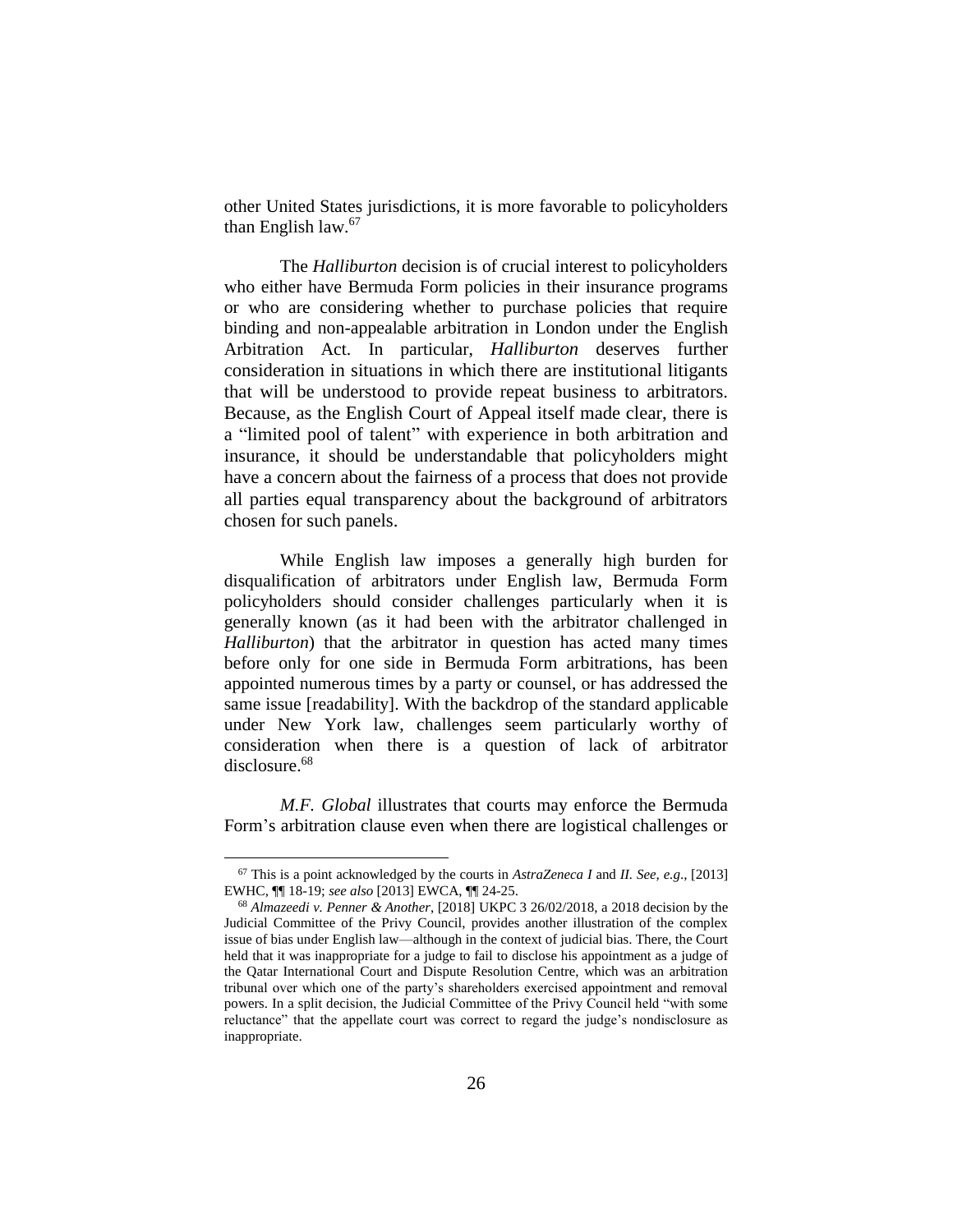other United States jurisdictions, it is more favorable to policyholders than English law.[67]

The *Halliburton* decision is of crucial interest to policyholders who either have Bermuda Form policies in their insurance programs or who are considering whether to purchase policies that require binding and non-appealable arbitration in London under the English Arbitration Act. In particular, *Halliburton* deserves further consideration in situations in which there are institutional litigants that will be understood to provide repeat business to arbitrators. Because, as the English Court of Appeal itself made clear, there is a "limited pool of talent" with experience in both arbitration and insurance, it should be understandable that policyholders might have a concern about the fairness of a process that does not provide all parties equal transparency about the background of arbitrators chosen for such panels.

While English law imposes a generally high burden for disqualification of arbitrators under English law, Bermuda Form policyholders should consider challenges particularly when it is generally known (as it had been with the arbitrator challenged in *Halliburton*) that the arbitrator in question has acted many times before only for one side in Bermuda Form arbitrations, has been appointed numerous times by a party or counsel, or has addressed the same issue [readability]. With the backdrop of the standard applicable under New York law, challenges seem particularly worthy of consideration when there is a question of lack of arbitrator disclosure.[68]

*M.F. Global* illustrates that courts may enforce the Bermuda Form's arbitration clause even when there are logistical challenges or

---

[67] This is a point acknowledged by the courts in *AstraZeneca I* and *II. See, e.g*., [2013] EWHC, ¶¶ 18-19; *see also* [2013] EWCA, ¶¶ 24-25.

[68] *Almazeedi v. Penner & Another*, [2018] UKPC 3 26/02/2018, a 2018 decision by the Judicial Committee of the Privy Council, provides another illustration of the complex issue of bias under English law—although in the context of judicial bias. There, the Court held that it was inappropriate for a judge to fail to disclose his appointment as a judge of the Qatar International Court and Dispute Resolution Centre, which was an arbitration tribunal over which one of the party's shareholders exercised appointment and removal powers. In a split decision, the Judicial Committee of the Privy Council held "with some reluctance" that the appellate court was correct to regard the judge's nondisclosure as inappropriate.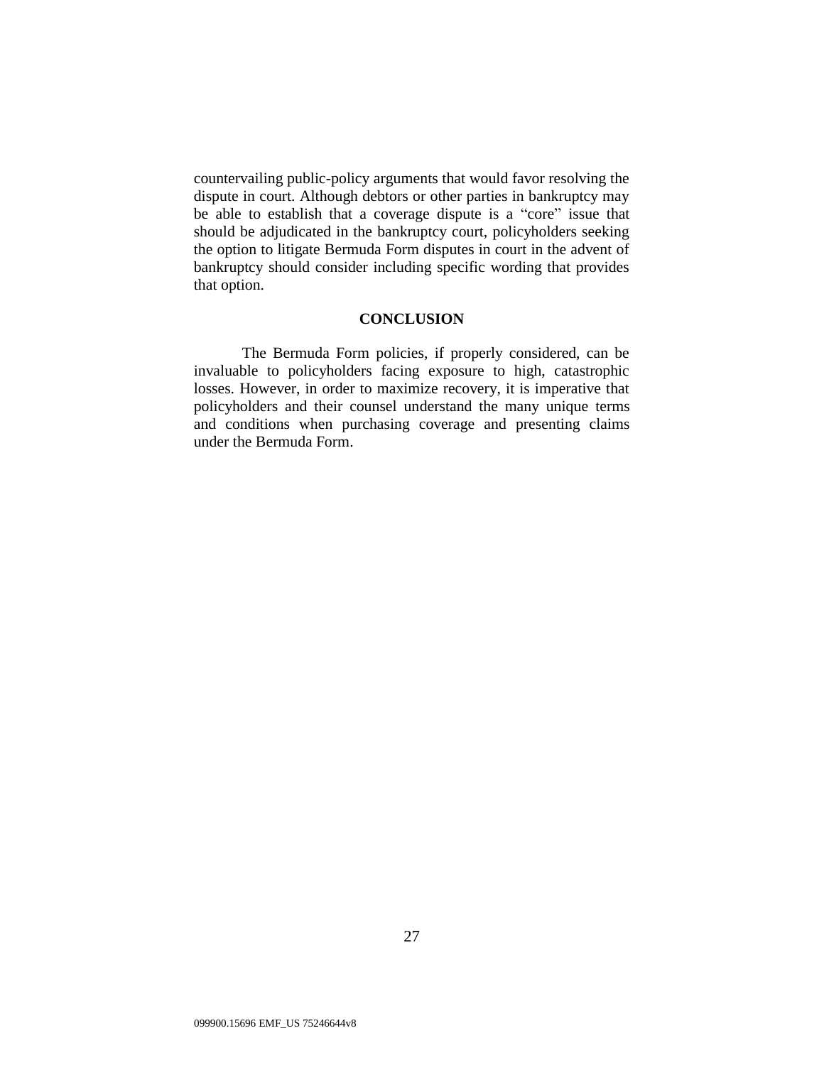countervailing public-policy arguments that would favor resolving the dispute in court. Although debtors or other parties in bankruptcy may be able to establish that a coverage dispute is a "core" issue that should be adjudicated in the bankruptcy court, policyholders seeking the option to litigate Bermuda Form disputes in court in the advent of bankruptcy should consider including specific wording that provides that option.

## CONCLUSION

The Bermuda Form policies, if properly considered, can be invaluable to policyholders facing exposure to high, catastrophic losses. However, in order to maximize recovery, it is imperative that policyholders and their counsel understand the many unique terms and conditions when purchasing coverage and presenting claims under the Bermuda Form.